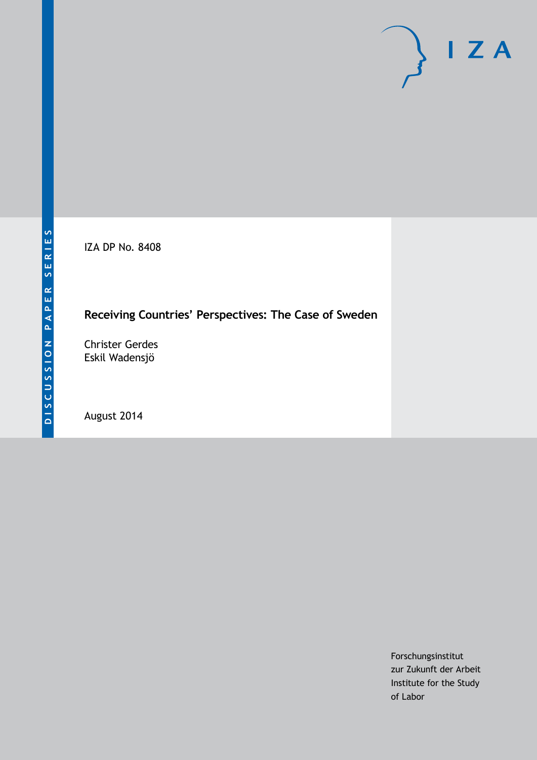DISCUSSION PAPER SERIES

IZA

IZA DP No. 8408

# Receiving Countries' Perspectives: The Case of Sweden

Christer Gerdes
Eskil Wadensjö

August 2014

Forschungsinstitut
zur Zukunft der Arbeit
Institute for the Study
of Labor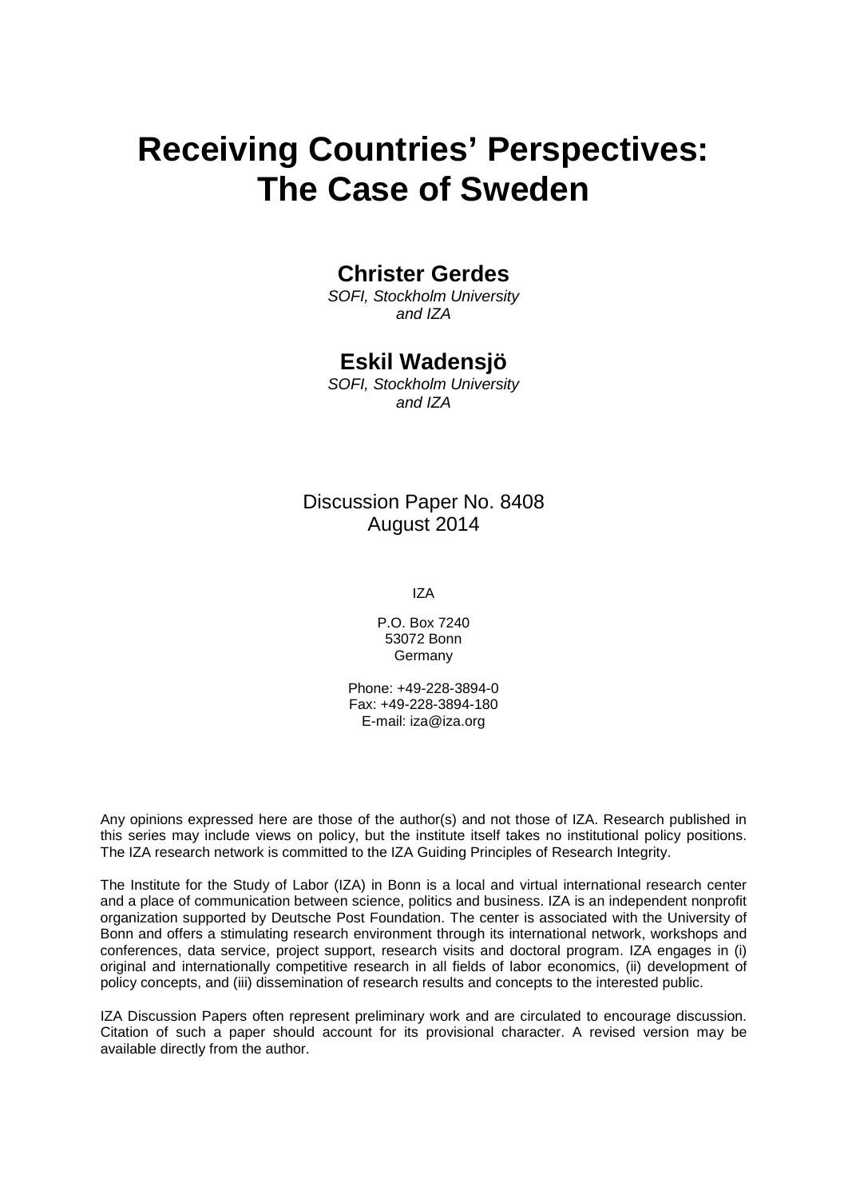# Receiving Countries' Perspectives: The Case of Sweden

## Christer Gerdes

*SOFI, Stockholm University and IZA*

## Eskil Wadensjö

*SOFI, Stockholm University and IZA*

Discussion Paper No. 8408
August 2014

IZA

P.O. Box 7240
53072 Bonn
Germany

Phone: +49-228-3894-0
Fax: +49-228-3894-180
E-mail: iza@iza.org

Any opinions expressed here are those of the author(s) and not those of IZA. Research published in this series may include views on policy, but the institute itself takes no institutional policy positions. The IZA research network is committed to the IZA Guiding Principles of Research Integrity.

The Institute for the Study of Labor (IZA) in Bonn is a local and virtual international research center and a place of communication between science, politics and business. IZA is an independent nonprofit organization supported by Deutsche Post Foundation. The center is associated with the University of Bonn and offers a stimulating research environment through its international network, workshops and conferences, data service, project support, research visits and doctoral program. IZA engages in (i) original and internationally competitive research in all fields of labor economics, (ii) development of policy concepts, and (iii) dissemination of research results and concepts to the interested public.

IZA Discussion Papers often represent preliminary work and are circulated to encourage discussion. Citation of such a paper should account for its provisional character. A revised version may be available directly from the author.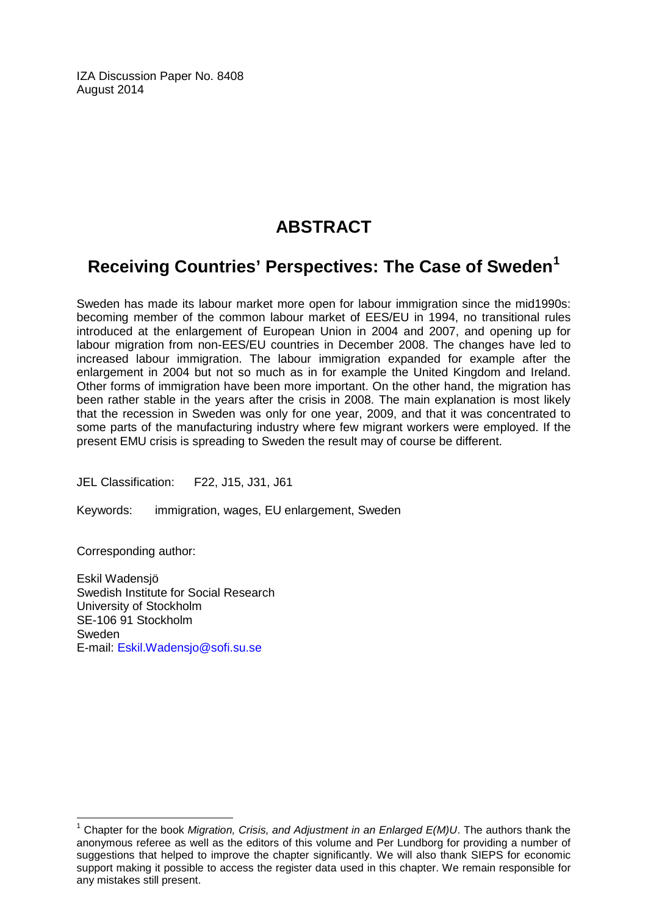IZA Discussion Paper No. 8408
August 2014

# ABSTRACT

## Receiving Countries' Perspectives: The Case of Sweden[1]

Sweden has made its labour market more open for labour immigration since the mid1990s: becoming member of the common labour market of EES/EU in 1994, no transitional rules introduced at the enlargement of European Union in 2004 and 2007, and opening up for labour migration from non-EES/EU countries in December 2008. The changes have led to increased labour immigration. The labour immigration expanded for example after the enlargement in 2004 but not so much as in for example the United Kingdom and Ireland. Other forms of immigration have been more important. On the other hand, the migration has been rather stable in the years after the crisis in 2008. The main explanation is most likely that the recession in Sweden was only for one year, 2009, and that it was concentrated to some parts of the manufacturing industry where few migrant workers were employed. If the present EMU crisis is spreading to Sweden the result may of course be different.

JEL Classification: F22, J15, J31, J61

Keywords: immigration, wages, EU enlargement, Sweden

Corresponding author:

Eskil Wadensjö
Swedish Institute for Social Research
University of Stockholm
SE-106 91 Stockholm
Sweden
E-mail: Eskil.Wadensjo@sofi.su.se

[1] Chapter for the book *Migration, Crisis, and Adjustment in an Enlarged E(M)U*. The authors thank the anonymous referee as well as the editors of this volume and Per Lundborg for providing a number of suggestions that helped to improve the chapter significantly. We will also thank SIEPS for economic support making it possible to access the register data used in this chapter. We remain responsible for any mistakes still present.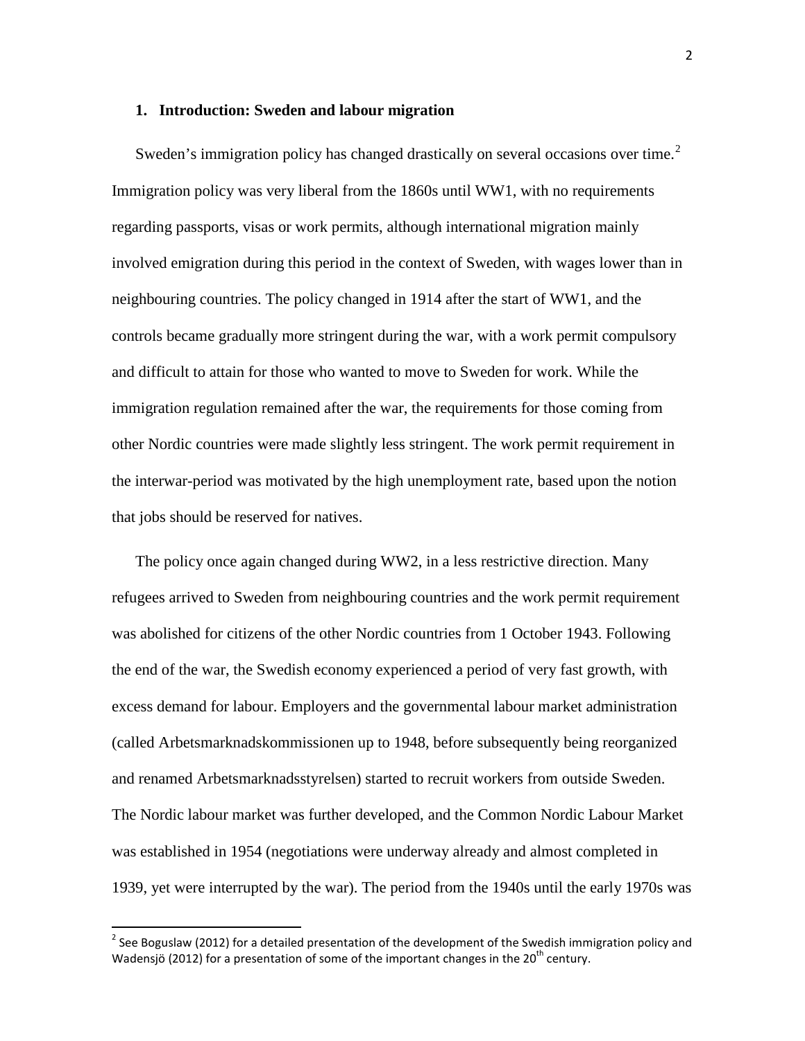## 1. Introduction: Sweden and labour migration

Sweden's immigration policy has changed drastically on several occasions over time.[2] Immigration policy was very liberal from the 1860s until WW1, with no requirements regarding passports, visas or work permits, although international migration mainly involved emigration during this period in the context of Sweden, with wages lower than in neighbouring countries. The policy changed in 1914 after the start of WW1, and the controls became gradually more stringent during the war, with a work permit compulsory and difficult to attain for those who wanted to move to Sweden for work. While the immigration regulation remained after the war, the requirements for those coming from other Nordic countries were made slightly less stringent. The work permit requirement in the interwar-period was motivated by the high unemployment rate, based upon the notion that jobs should be reserved for natives.

The policy once again changed during WW2, in a less restrictive direction. Many refugees arrived to Sweden from neighbouring countries and the work permit requirement was abolished for citizens of the other Nordic countries from 1 October 1943. Following the end of the war, the Swedish economy experienced a period of very fast growth, with excess demand for labour. Employers and the governmental labour market administration (called Arbetsmarknadskommissionen up to 1948, before subsequently being reorganized and renamed Arbetsmarknadsstyrelsen) started to recruit workers from outside Sweden. The Nordic labour market was further developed, and the Common Nordic Labour Market was established in 1954 (negotiations were underway already and almost completed in 1939, yet were interrupted by the war). The period from the 1940s until the early 1970s was

[2] See Boguslaw (2012) for a detailed presentation of the development of the Swedish immigration policy and Wadensjö (2012) for a presentation of some of the important changes in the 20th century.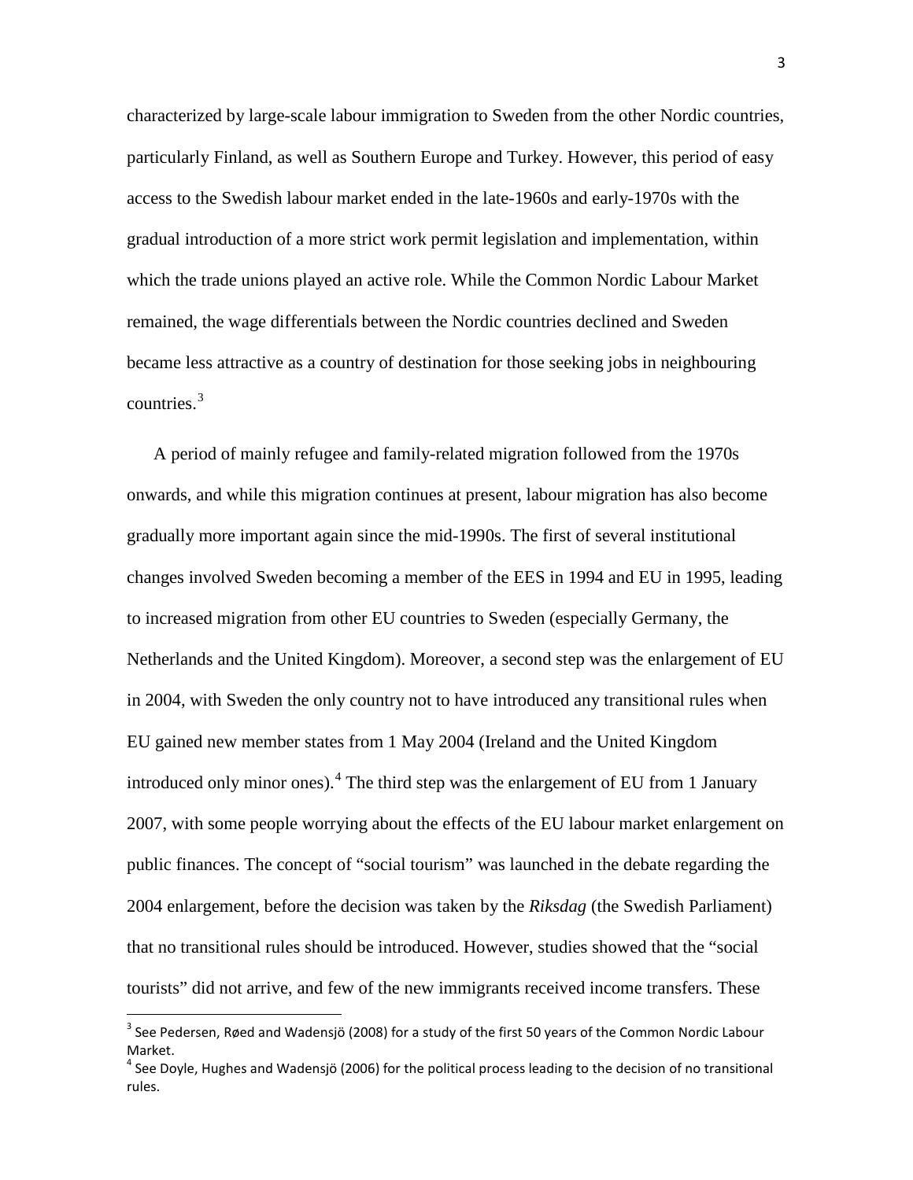characterized by large-scale labour immigration to Sweden from the other Nordic countries, particularly Finland, as well as Southern Europe and Turkey. However, this period of easy access to the Swedish labour market ended in the late-1960s and early-1970s with the gradual introduction of a more strict work permit legislation and implementation, within which the trade unions played an active role. While the Common Nordic Labour Market remained, the wage differentials between the Nordic countries declined and Sweden became less attractive as a country of destination for those seeking jobs in neighbouring countries.[3]

A period of mainly refugee and family-related migration followed from the 1970s onwards, and while this migration continues at present, labour migration has also become gradually more important again since the mid-1990s. The first of several institutional changes involved Sweden becoming a member of the EES in 1994 and EU in 1995, leading to increased migration from other EU countries to Sweden (especially Germany, the Netherlands and the United Kingdom). Moreover, a second step was the enlargement of EU in 2004, with Sweden the only country not to have introduced any transitional rules when EU gained new member states from 1 May 2004 (Ireland and the United Kingdom introduced only minor ones).[4] The third step was the enlargement of EU from 1 January 2007, with some people worrying about the effects of the EU labour market enlargement on public finances. The concept of "social tourism" was launched in the debate regarding the 2004 enlargement, before the decision was taken by the *Riksdag* (the Swedish Parliament) that no transitional rules should be introduced. However, studies showed that the "social tourists" did not arrive, and few of the new immigrants received income transfers. These

[3] See Pedersen, Røed and Wadensjö (2008) for a study of the first 50 years of the Common Nordic Labour Market.

[4] See Doyle, Hughes and Wadensjö (2006) for the political process leading to the decision of no transitional rules.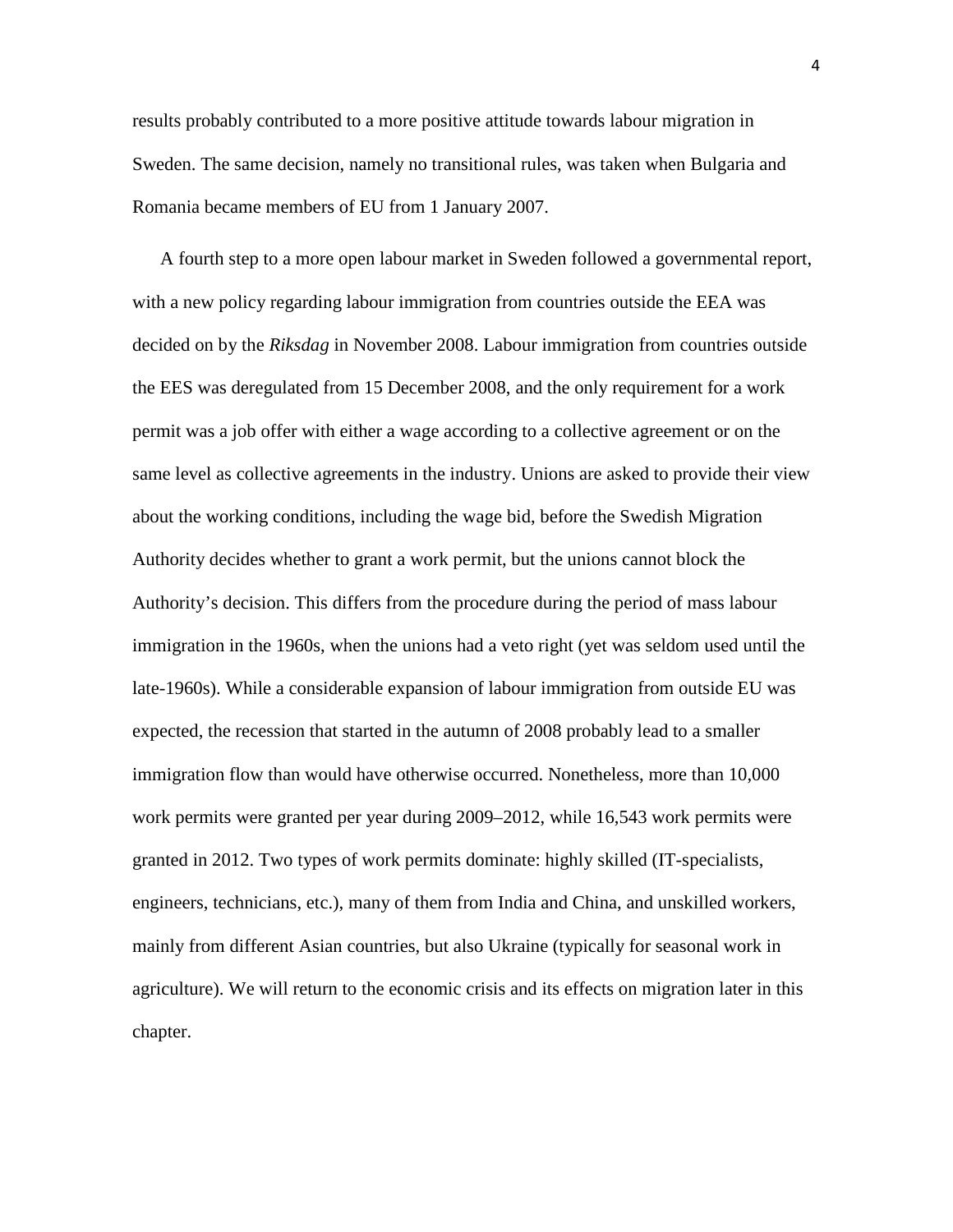results probably contributed to a more positive attitude towards labour migration in Sweden. The same decision, namely no transitional rules, was taken when Bulgaria and Romania became members of EU from 1 January 2007.

A fourth step to a more open labour market in Sweden followed a governmental report, with a new policy regarding labour immigration from countries outside the EEA was decided on by the *Riksdag* in November 2008. Labour immigration from countries outside the EES was deregulated from 15 December 2008, and the only requirement for a work permit was a job offer with either a wage according to a collective agreement or on the same level as collective agreements in the industry. Unions are asked to provide their view about the working conditions, including the wage bid, before the Swedish Migration Authority decides whether to grant a work permit, but the unions cannot block the Authority's decision. This differs from the procedure during the period of mass labour immigration in the 1960s, when the unions had a veto right (yet was seldom used until the late-1960s). While a considerable expansion of labour immigration from outside EU was expected, the recession that started in the autumn of 2008 probably lead to a smaller immigration flow than would have otherwise occurred. Nonetheless, more than 10,000 work permits were granted per year during 2009–2012, while 16,543 work permits were granted in 2012. Two types of work permits dominate: highly skilled (IT-specialists, engineers, technicians, etc.), many of them from India and China, and unskilled workers, mainly from different Asian countries, but also Ukraine (typically for seasonal work in agriculture). We will return to the economic crisis and its effects on migration later in this chapter.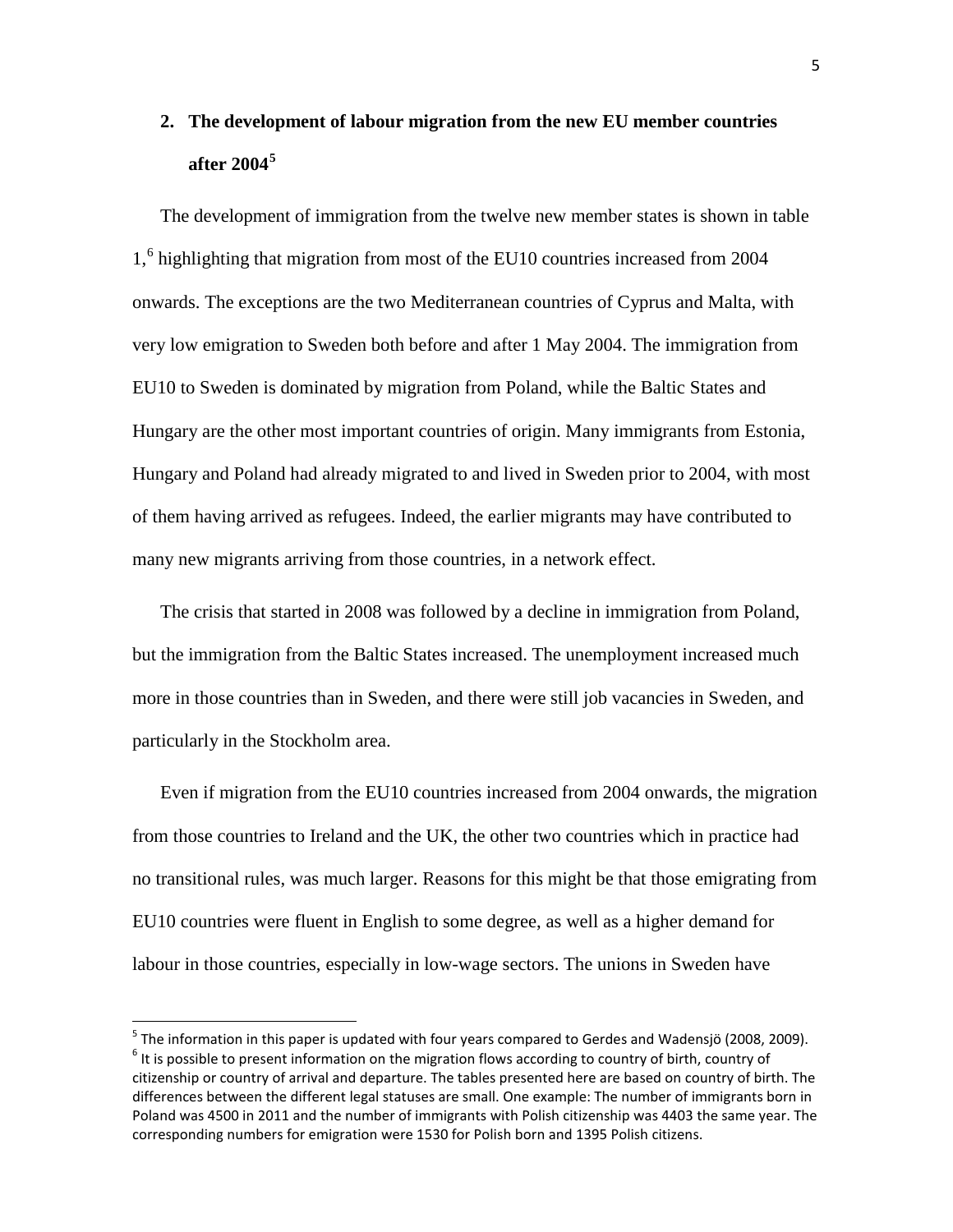## 2. The development of labour migration from the new EU member countries after 2004[5]

The development of immigration from the twelve new member states is shown in table 1,[6] highlighting that migration from most of the EU10 countries increased from 2004 onwards. The exceptions are the two Mediterranean countries of Cyprus and Malta, with very low emigration to Sweden both before and after 1 May 2004. The immigration from EU10 to Sweden is dominated by migration from Poland, while the Baltic States and Hungary are the other most important countries of origin. Many immigrants from Estonia, Hungary and Poland had already migrated to and lived in Sweden prior to 2004, with most of them having arrived as refugees. Indeed, the earlier migrants may have contributed to many new migrants arriving from those countries, in a network effect.

The crisis that started in 2008 was followed by a decline in immigration from Poland, but the immigration from the Baltic States increased. The unemployment increased much more in those countries than in Sweden, and there were still job vacancies in Sweden, and particularly in the Stockholm area.

Even if migration from the EU10 countries increased from 2004 onwards, the migration from those countries to Ireland and the UK, the other two countries which in practice had no transitional rules, was much larger. Reasons for this might be that those emigrating from EU10 countries were fluent in English to some degree, as well as a higher demand for labour in those countries, especially in low-wage sectors. The unions in Sweden have

[5] The information in this paper is updated with four years compared to Gerdes and Wadensjö (2008, 2009).

[6] It is possible to present information on the migration flows according to country of birth, country of citizenship or country of arrival and departure. The tables presented here are based on country of birth. The differences between the different legal statuses are small. One example: The number of immigrants born in Poland was 4500 in 2011 and the number of immigrants with Polish citizenship was 4403 the same year. The corresponding numbers for emigration were 1530 for Polish born and 1395 Polish citizens.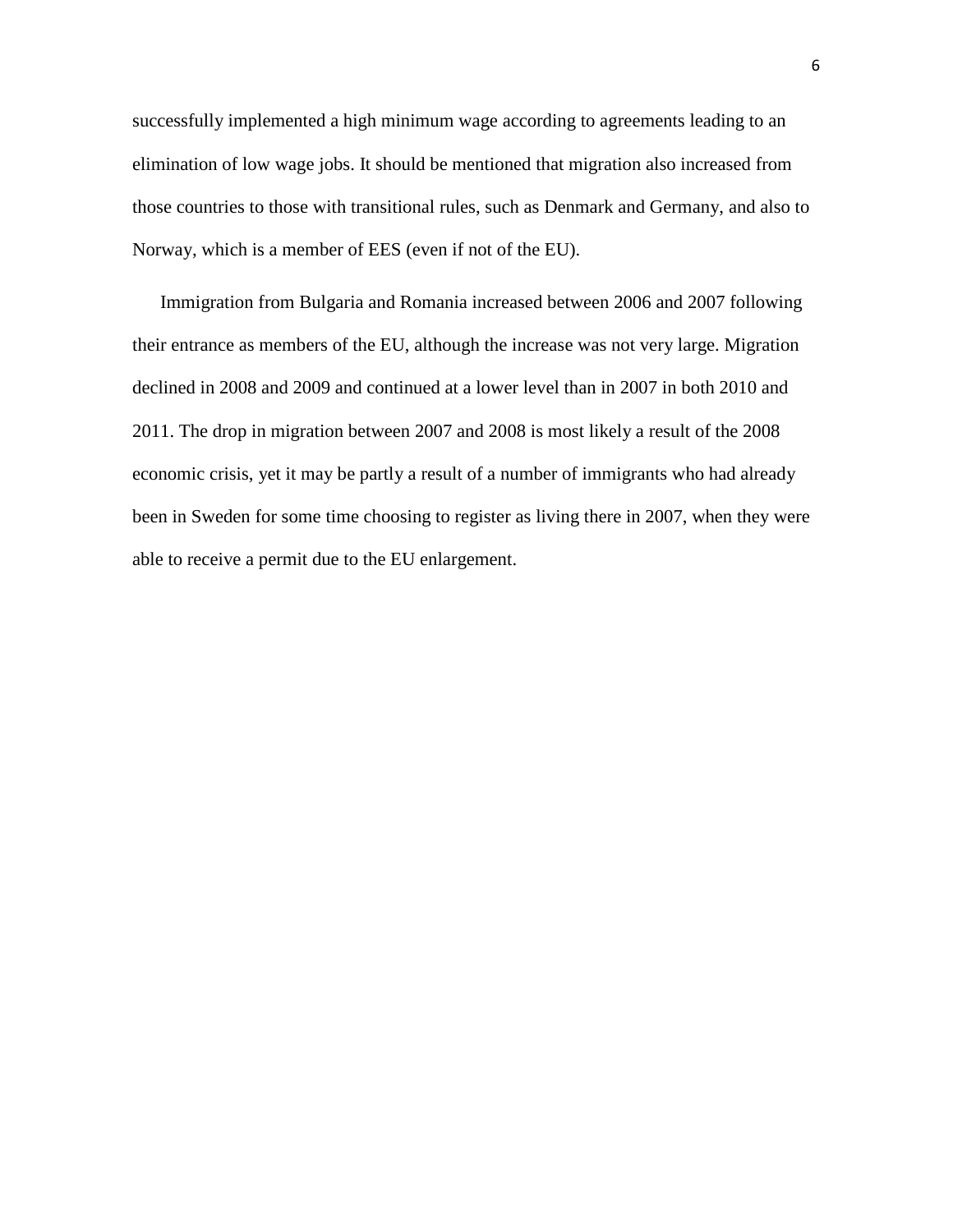successfully implemented a high minimum wage according to agreements leading to an elimination of low wage jobs. It should be mentioned that migration also increased from those countries to those with transitional rules, such as Denmark and Germany, and also to Norway, which is a member of EES (even if not of the EU).

Immigration from Bulgaria and Romania increased between 2006 and 2007 following their entrance as members of the EU, although the increase was not very large. Migration declined in 2008 and 2009 and continued at a lower level than in 2007 in both 2010 and 2011. The drop in migration between 2007 and 2008 is most likely a result of the 2008 economic crisis, yet it may be partly a result of a number of immigrants who had already been in Sweden for some time choosing to register as living there in 2007, when they were able to receive a permit due to the EU enlargement.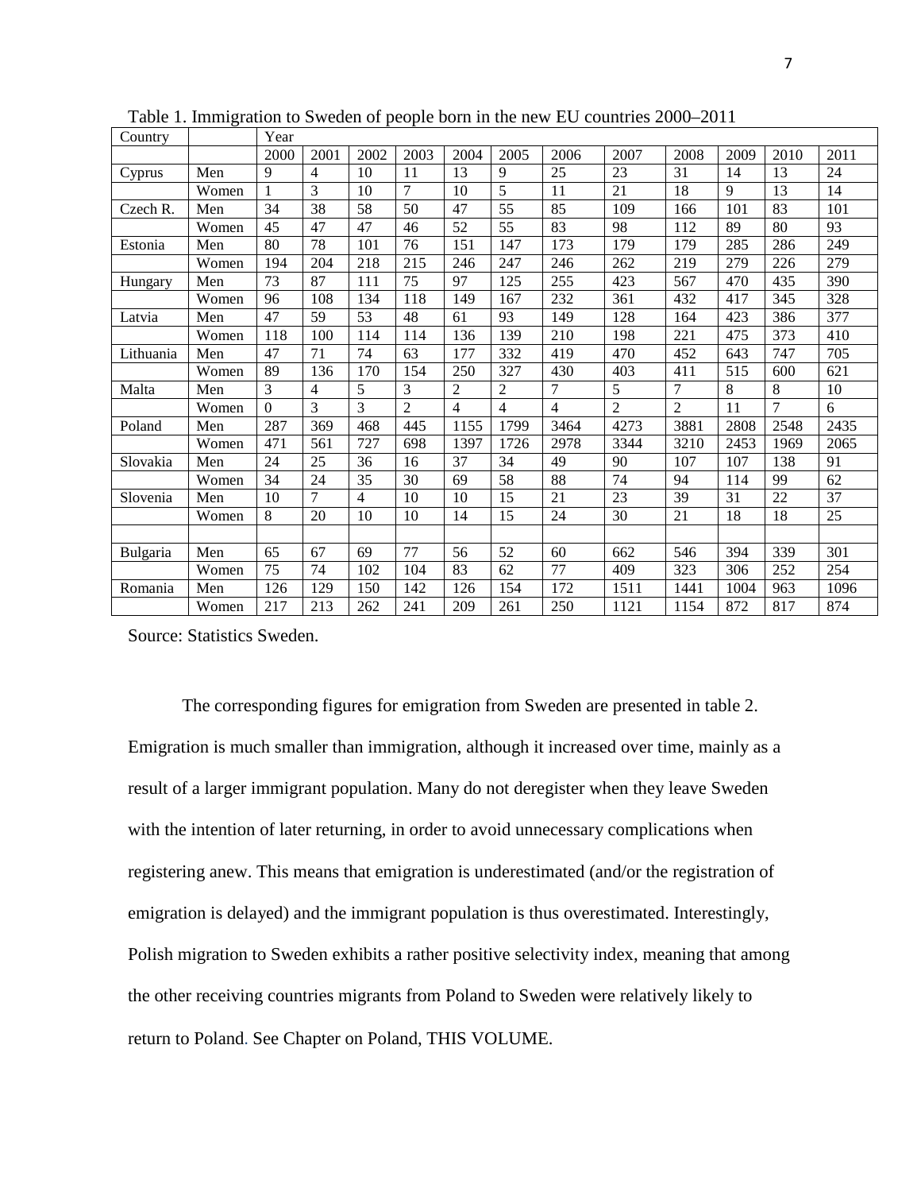Table 1. Immigration to Sweden of people born in the new EU countries 2000–2011

| Country | | Year | | | | | | | | | | | |
|---|---|---|---|---|---|---|---|---|---|---|---|---|---|
| | | 2000 | 2001 | 2002 | 2003 | 2004 | 2005 | 2006 | 2007 | 2008 | 2009 | 2010 | 2011 |
| Cyprus | Men | 9 | 4 | 10 | 11 | 13 | 9 | 25 | 23 | 31 | 14 | 13 | 24 |
| | Women | 1 | 3 | 10 | 7 | 10 | 5 | 11 | 21 | 18 | 9 | 13 | 14 |
| Czech R. | Men | 34 | 38 | 58 | 50 | 47 | 55 | 85 | 109 | 166 | 101 | 83 | 101 |
| | Women | 45 | 47 | 47 | 46 | 52 | 55 | 83 | 98 | 112 | 89 | 80 | 93 |
| Estonia | Men | 80 | 78 | 101 | 76 | 151 | 147 | 173 | 179 | 179 | 285 | 286 | 249 |
| | Women | 194 | 204 | 218 | 215 | 246 | 247 | 246 | 262 | 219 | 279 | 226 | 279 |
| Hungary | Men | 73 | 87 | 111 | 75 | 97 | 125 | 255 | 423 | 567 | 470 | 435 | 390 |
| | Women | 96 | 108 | 134 | 118 | 149 | 167 | 232 | 361 | 432 | 417 | 345 | 328 |
| Latvia | Men | 47 | 59 | 53 | 48 | 61 | 93 | 149 | 128 | 164 | 423 | 386 | 377 |
| | Women | 118 | 100 | 114 | 114 | 136 | 139 | 210 | 198 | 221 | 475 | 373 | 410 |
| Lithuania | Men | 47 | 71 | 74 | 63 | 177 | 332 | 419 | 470 | 452 | 643 | 747 | 705 |
| | Women | 89 | 136 | 170 | 154 | 250 | 327 | 430 | 403 | 411 | 515 | 600 | 621 |
| Malta | Men | 3 | 4 | 5 | 3 | 2 | 2 | 7 | 5 | 7 | 8 | 8 | 10 |
| | Women | 0 | 3 | 3 | 2 | 4 | 4 | 4 | 2 | 2 | 11 | 7 | 6 |
| Poland | Men | 287 | 369 | 468 | 445 | 1155 | 1799 | 3464 | 4273 | 3881 | 2808 | 2548 | 2435 |
| | Women | 471 | 561 | 727 | 698 | 1397 | 1726 | 2978 | 3344 | 3210 | 2453 | 1969 | 2065 |
| Slovakia | Men | 24 | 25 | 36 | 16 | 37 | 34 | 49 | 90 | 107 | 107 | 138 | 91 |
| | Women | 34 | 24 | 35 | 30 | 69 | 58 | 88 | 74 | 94 | 114 | 99 | 62 |
| Slovenia | Men | 10 | 7 | 4 | 10 | 10 | 15 | 21 | 23 | 39 | 31 | 22 | 37 |
| | Women | 8 | 20 | 10 | 10 | 14 | 15 | 24 | 30 | 21 | 18 | 18 | 25 |
| | | | | | | | | | | | | | |
| Bulgaria | Men | 65 | 67 | 69 | 77 | 56 | 52 | 60 | 662 | 546 | 394 | 339 | 301 |
| | Women | 75 | 74 | 102 | 104 | 83 | 62 | 77 | 409 | 323 | 306 | 252 | 254 |
| Romania | Men | 126 | 129 | 150 | 142 | 126 | 154 | 172 | 1511 | 1441 | 1004 | 963 | 1096 |
| | Women | 217 | 213 | 262 | 241 | 209 | 261 | 250 | 1121 | 1154 | 872 | 817 | 874 |

Source: Statistics Sweden.

The corresponding figures for emigration from Sweden are presented in table 2. Emigration is much smaller than immigration, although it increased over time, mainly as a result of a larger immigrant population. Many do not deregister when they leave Sweden with the intention of later returning, in order to avoid unnecessary complications when registering anew. This means that emigration is underestimated (and/or the registration of emigration is delayed) and the immigrant population is thus overestimated. Interestingly, Polish migration to Sweden exhibits a rather positive selectivity index, meaning that among the other receiving countries migrants from Poland to Sweden were relatively likely to return to Poland. See Chapter on Poland, THIS VOLUME.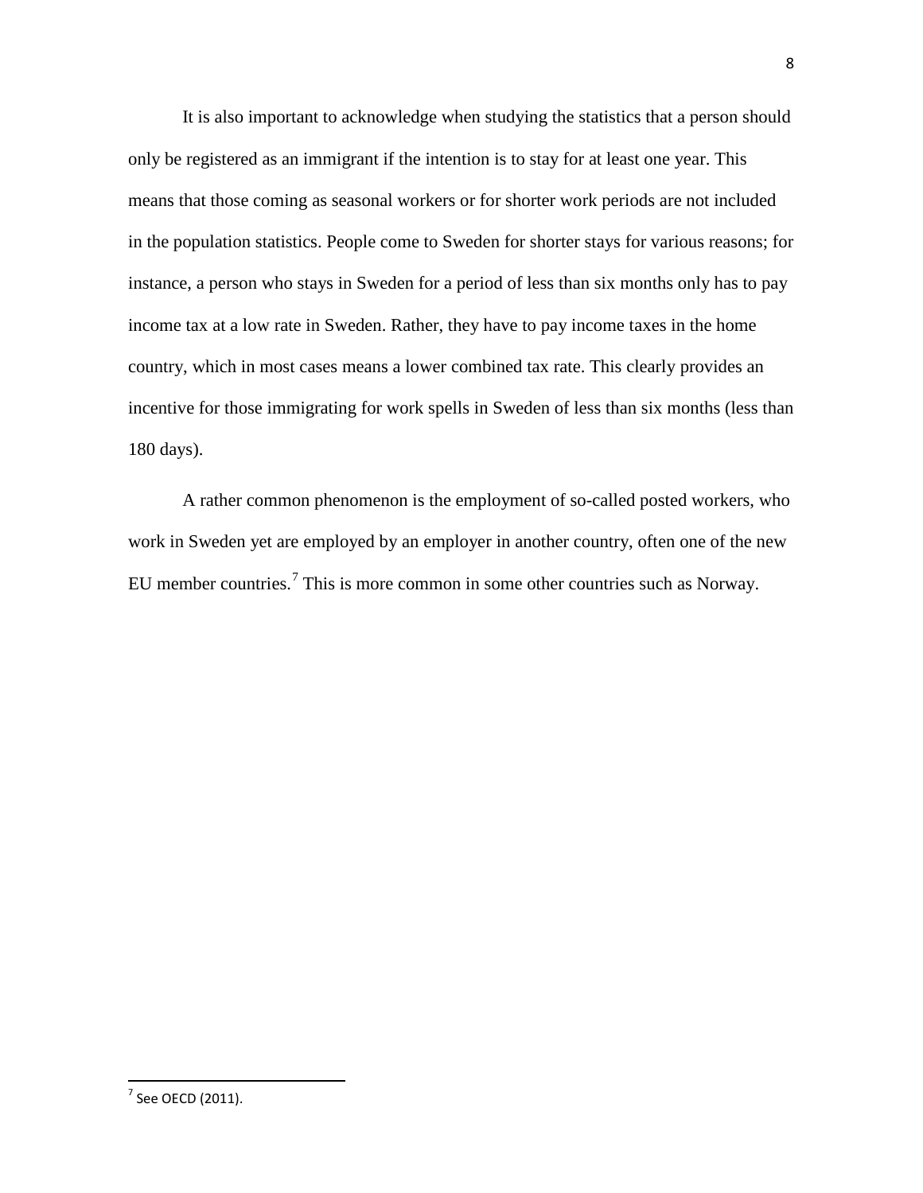It is also important to acknowledge when studying the statistics that a person should only be registered as an immigrant if the intention is to stay for at least one year. This means that those coming as seasonal workers or for shorter work periods are not included in the population statistics. People come to Sweden for shorter stays for various reasons; for instance, a person who stays in Sweden for a period of less than six months only has to pay income tax at a low rate in Sweden. Rather, they have to pay income taxes in the home country, which in most cases means a lower combined tax rate. This clearly provides an incentive for those immigrating for work spells in Sweden of less than six months (less than 180 days).

A rather common phenomenon is the employment of so-called posted workers, who work in Sweden yet are employed by an employer in another country, often one of the new EU member countries.[7] This is more common in some other countries such as Norway.

[7] See OECD (2011).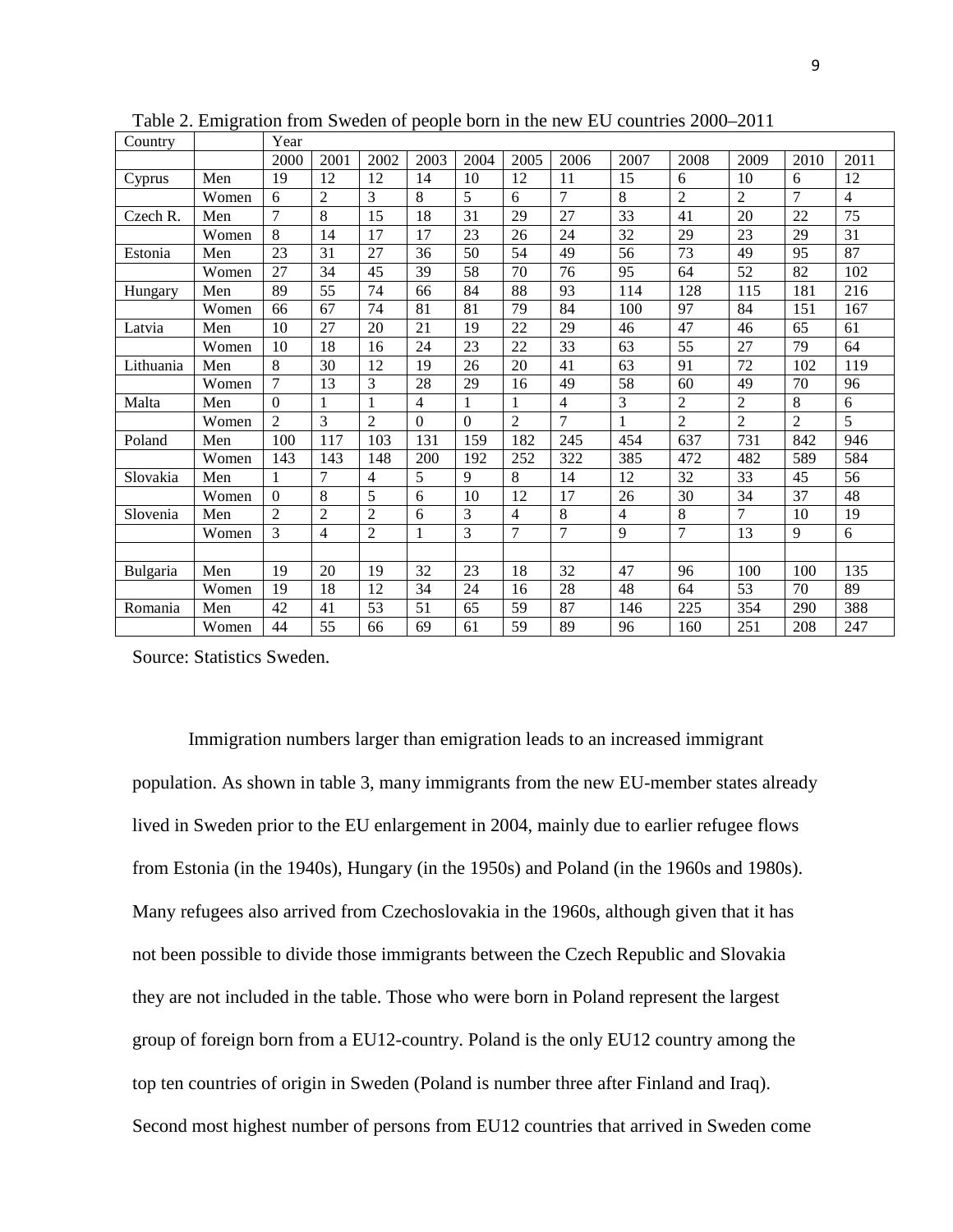Table 2. Emigration from Sweden of people born in the new EU countries 2000–2011

| Country | | Year | | | | | | | | | | | |
|---|---|---|---|---|---|---|---|---|---|---|---|---|---|
| | | 2000 | 2001 | 2002 | 2003 | 2004 | 2005 | 2006 | 2007 | 2008 | 2009 | 2010 | 2011 |
| Cyprus | Men | 19 | 12 | 12 | 14 | 10 | 12 | 11 | 15 | 6 | 10 | 6 | 12 |
| | Women | 6 | 2 | 3 | 8 | 5 | 6 | 7 | 8 | 2 | 2 | 7 | 4 |
| Czech R. | Men | 7 | 8 | 15 | 18 | 31 | 29 | 27 | 33 | 41 | 20 | 22 | 75 |
| | Women | 8 | 14 | 17 | 17 | 23 | 26 | 24 | 32 | 29 | 23 | 29 | 31 |
| Estonia | Men | 23 | 31 | 27 | 36 | 50 | 54 | 49 | 56 | 73 | 49 | 95 | 87 |
| | Women | 27 | 34 | 45 | 39 | 58 | 70 | 76 | 95 | 64 | 52 | 82 | 102 |
| Hungary | Men | 89 | 55 | 74 | 66 | 84 | 88 | 93 | 114 | 128 | 115 | 181 | 216 |
| | Women | 66 | 67 | 74 | 81 | 81 | 79 | 84 | 100 | 97 | 84 | 151 | 167 |
| Latvia | Men | 10 | 27 | 20 | 21 | 19 | 22 | 29 | 46 | 47 | 46 | 65 | 61 |
| | Women | 10 | 18 | 16 | 24 | 23 | 22 | 33 | 63 | 55 | 27 | 79 | 64 |
| Lithuania | Men | 8 | 30 | 12 | 19 | 26 | 20 | 41 | 63 | 91 | 72 | 102 | 119 |
| | Women | 7 | 13 | 3 | 28 | 29 | 16 | 49 | 58 | 60 | 49 | 70 | 96 |
| Malta | Men | 0 | 1 | 1 | 4 | 1 | 1 | 4 | 3 | 2 | 2 | 8 | 6 |
| | Women | 2 | 3 | 2 | 0 | 0 | 2 | 7 | 1 | 2 | 2 | 2 | 5 |
| Poland | Men | 100 | 117 | 103 | 131 | 159 | 182 | 245 | 454 | 637 | 731 | 842 | 946 |
| | Women | 143 | 143 | 148 | 200 | 192 | 252 | 322 | 385 | 472 | 482 | 589 | 584 |
| Slovakia | Men | 1 | 7 | 4 | 5 | 9 | 8 | 14 | 12 | 32 | 33 | 45 | 56 |
| | Women | 0 | 8 | 5 | 6 | 10 | 12 | 17 | 26 | 30 | 34 | 37 | 48 |
| Slovenia | Men | 2 | 2 | 2 | 6 | 3 | 4 | 8 | 4 | 8 | 7 | 10 | 19 |
| | Women | 3 | 4 | 2 | 1 | 3 | 7 | 7 | 9 | 7 | 13 | 9 | 6 |
| | | | | | | | | | | | | | |
| Bulgaria | Men | 19 | 20 | 19 | 32 | 23 | 18 | 32 | 47 | 96 | 100 | 100 | 135 |
| | Women | 19 | 18 | 12 | 34 | 24 | 16 | 28 | 48 | 64 | 53 | 70 | 89 |
| Romania | Men | 42 | 41 | 53 | 51 | 65 | 59 | 87 | 146 | 225 | 354 | 290 | 388 |
| | Women | 44 | 55 | 66 | 69 | 61 | 59 | 89 | 96 | 160 | 251 | 208 | 247 |

Source: Statistics Sweden.

Immigration numbers larger than emigration leads to an increased immigrant population. As shown in table 3, many immigrants from the new EU-member states already lived in Sweden prior to the EU enlargement in 2004, mainly due to earlier refugee flows from Estonia (in the 1940s), Hungary (in the 1950s) and Poland (in the 1960s and 1980s). Many refugees also arrived from Czechoslovakia in the 1960s, although given that it has not been possible to divide those immigrants between the Czech Republic and Slovakia they are not included in the table. Those who were born in Poland represent the largest group of foreign born from a EU12-country. Poland is the only EU12 country among the top ten countries of origin in Sweden (Poland is number three after Finland and Iraq). Second most highest number of persons from EU12 countries that arrived in Sweden come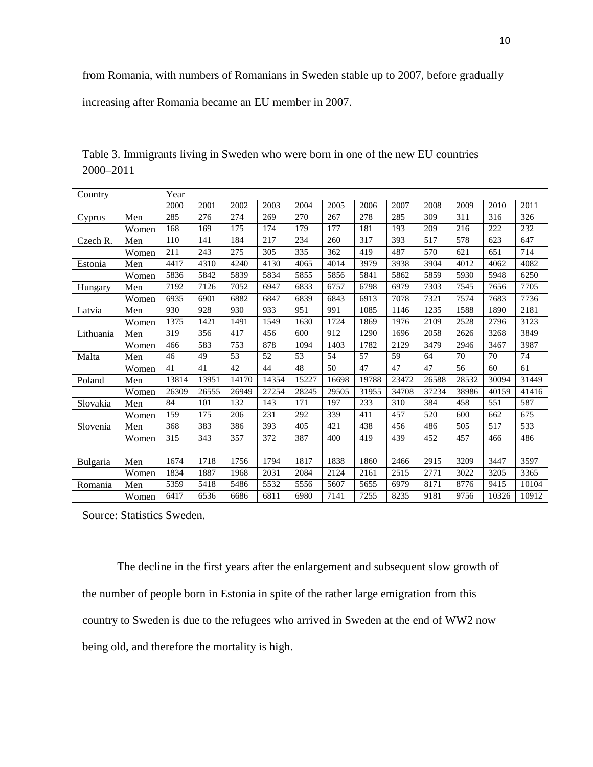from Romania, with numbers of Romanians in Sweden stable up to 2007, before gradually increasing after Romania became an EU member in 2007.

Table 3. Immigrants living in Sweden who were born in one of the new EU countries 2000–2011

| Country | | Year | | | | | | | | | | | |
|---|---|---|---|---|---|---|---|---|---|---|---|---|---|
| | | 2000 | 2001 | 2002 | 2003 | 2004 | 2005 | 2006 | 2007 | 2008 | 2009 | 2010 | 2011 |
| Cyprus | Men | 285 | 276 | 274 | 269 | 270 | 267 | 278 | 285 | 309 | 311 | 316 | 326 |
| | Women | 168 | 169 | 175 | 174 | 179 | 177 | 181 | 193 | 209 | 216 | 222 | 232 |
| Czech R. | Men | 110 | 141 | 184 | 217 | 234 | 260 | 317 | 393 | 517 | 578 | 623 | 647 |
| | Women | 211 | 243 | 275 | 305 | 335 | 362 | 419 | 487 | 570 | 621 | 651 | 714 |
| Estonia | Men | 4417 | 4310 | 4240 | 4130 | 4065 | 4014 | 3979 | 3938 | 3904 | 4012 | 4062 | 4082 |
| | Women | 5836 | 5842 | 5839 | 5834 | 5855 | 5856 | 5841 | 5862 | 5859 | 5930 | 5948 | 6250 |
| Hungary | Men | 7192 | 7126 | 7052 | 6947 | 6833 | 6757 | 6798 | 6979 | 7303 | 7545 | 7656 | 7705 |
| | Women | 6935 | 6901 | 6882 | 6847 | 6839 | 6843 | 6913 | 7078 | 7321 | 7574 | 7683 | 7736 |
| Latvia | Men | 930 | 928 | 930 | 933 | 951 | 991 | 1085 | 1146 | 1235 | 1588 | 1890 | 2181 |
| | Women | 1375 | 1421 | 1491 | 1549 | 1630 | 1724 | 1869 | 1976 | 2109 | 2528 | 2796 | 3123 |
| Lithuania | Men | 319 | 356 | 417 | 456 | 600 | 912 | 1290 | 1696 | 2058 | 2626 | 3268 | 3849 |
| | Women | 466 | 583 | 753 | 878 | 1094 | 1403 | 1782 | 2129 | 3479 | 2946 | 3467 | 3987 |
| Malta | Men | 46 | 49 | 53 | 52 | 53 | 54 | 57 | 59 | 64 | 70 | 70 | 74 |
| | Women | 41 | 41 | 42 | 44 | 48 | 50 | 47 | 47 | 47 | 56 | 60 | 61 |
| Poland | Men | 13814 | 13951 | 14170 | 14354 | 15227 | 16698 | 19788 | 23472 | 26588 | 28532 | 30094 | 31449 |
| | Women | 26309 | 26555 | 26949 | 27254 | 28245 | 29505 | 31955 | 34708 | 37234 | 38986 | 40159 | 41416 |
| Slovakia | Men | 84 | 101 | 132 | 143 | 171 | 197 | 233 | 310 | 384 | 458 | 551 | 587 |
| | Women | 159 | 175 | 206 | 231 | 292 | 339 | 411 | 457 | 520 | 600 | 662 | 675 |
| Slovenia | Men | 368 | 383 | 386 | 393 | 405 | 421 | 438 | 456 | 486 | 505 | 517 | 533 |
| | Women | 315 | 343 | 357 | 372 | 387 | 400 | 419 | 439 | 452 | 457 | 466 | 486 |
| | | | | | | | | | | | | | |
| Bulgaria | Men | 1674 | 1718 | 1756 | 1794 | 1817 | 1838 | 1860 | 2466 | 2915 | 3209 | 3447 | 3597 |
| | Women | 1834 | 1887 | 1968 | 2031 | 2084 | 2124 | 2161 | 2515 | 2771 | 3022 | 3205 | 3365 |
| Romania | Men | 5359 | 5418 | 5486 | 5532 | 5556 | 5607 | 5655 | 6979 | 8171 | 8776 | 9415 | 10104 |
| | Women | 6417 | 6536 | 6686 | 6811 | 6980 | 7141 | 7255 | 8235 | 9181 | 9756 | 10326 | 10912 |

Source: Statistics Sweden.

The decline in the first years after the enlargement and subsequent slow growth of the number of people born in Estonia in spite of the rather large emigration from this country to Sweden is due to the refugees who arrived in Sweden at the end of WW2 now being old, and therefore the mortality is high.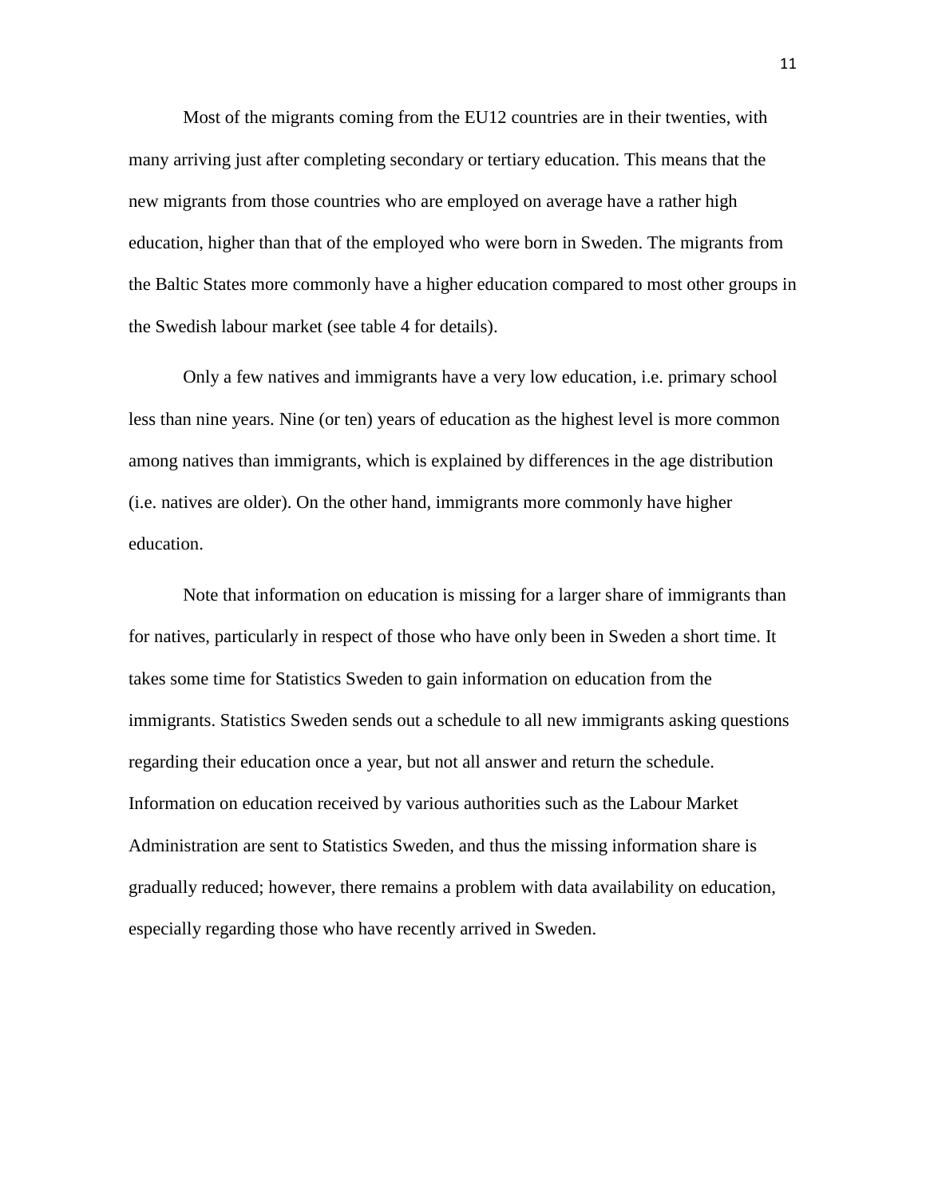Most of the migrants coming from the EU12 countries are in their twenties, with many arriving just after completing secondary or tertiary education. This means that the new migrants from those countries who are employed on average have a rather high education, higher than that of the employed who were born in Sweden. The migrants from the Baltic States more commonly have a higher education compared to most other groups in the Swedish labour market (see table 4 for details).

Only a few natives and immigrants have a very low education, i.e. primary school less than nine years. Nine (or ten) years of education as the highest level is more common among natives than immigrants, which is explained by differences in the age distribution (i.e. natives are older). On the other hand, immigrants more commonly have higher education.

Note that information on education is missing for a larger share of immigrants than for natives, particularly in respect of those who have only been in Sweden a short time. It takes some time for Statistics Sweden to gain information on education from the immigrants. Statistics Sweden sends out a schedule to all new immigrants asking questions regarding their education once a year, but not all answer and return the schedule. Information on education received by various authorities such as the Labour Market Administration are sent to Statistics Sweden, and thus the missing information share is gradually reduced; however, there remains a problem with data availability on education, especially regarding those who have recently arrived in Sweden.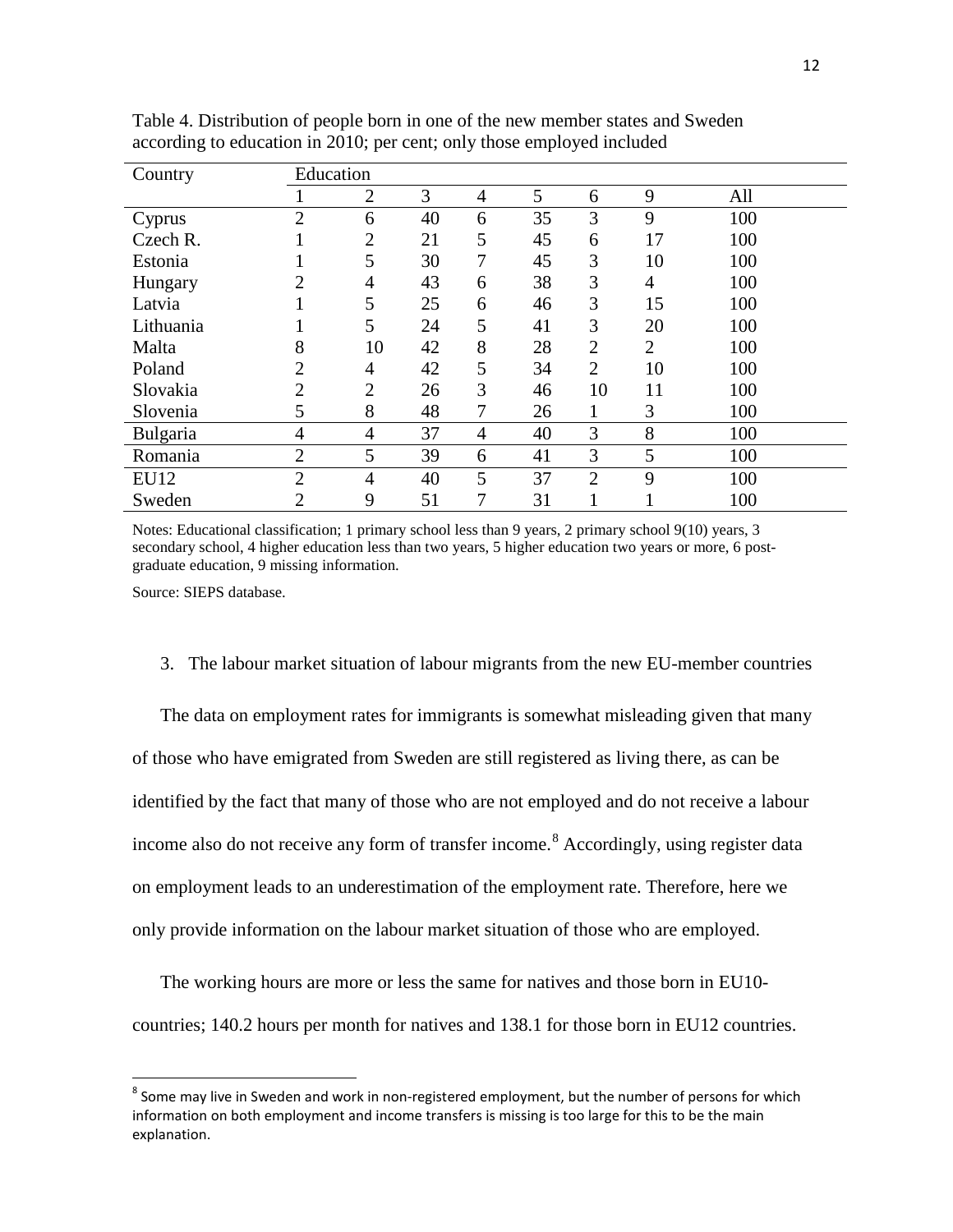Table 4. Distribution of people born in one of the new member states and Sweden according to education in 2010; per cent; only those employed included

| Country | Education | | | | | | | |
|---|---|---|---|---|---|---|---|---|
| | 1 | 2 | 3 | 4 | 5 | 6 | 9 | All |
| Cyprus | 2 | 6 | 40 | 6 | 35 | 3 | 9 | 100 |
| Czech R. | 1 | 2 | 21 | 5 | 45 | 6 | 17 | 100 |
| Estonia | 1 | 5 | 30 | 7 | 45 | 3 | 10 | 100 |
| Hungary | 2 | 4 | 43 | 6 | 38 | 3 | 4 | 100 |
| Latvia | 1 | 5 | 25 | 6 | 46 | 3 | 15 | 100 |
| Lithuania | 1 | 5 | 24 | 5 | 41 | 3 | 20 | 100 |
| Malta | 8 | 10 | 42 | 8 | 28 | 2 | 2 | 100 |
| Poland | 2 | 4 | 42 | 5 | 34 | 2 | 10 | 100 |
| Slovakia | 2 | 2 | 26 | 3 | 46 | 10 | 11 | 100 |
| Slovenia | 5 | 8 | 48 | 7 | 26 | 1 | 3 | 100 |
| Bulgaria | 4 | 4 | 37 | 4 | 40 | 3 | 8 | 100 |
| Romania | 2 | 5 | 39 | 6 | 41 | 3 | 5 | 100 |
| EU12 | 2 | 4 | 40 | 5 | 37 | 2 | 9 | 100 |
| Sweden | 2 | 9 | 51 | 7 | 31 | 1 | 1 | 100 |

Notes: Educational classification; 1 primary school less than 9 years, 2 primary school 9(10) years, 3 secondary school, 4 higher education less than two years, 5 higher education two years or more, 6 post-graduate education, 9 missing information.

Source: SIEPS database.

## 3. The labour market situation of labour migrants from the new EU-member countries

The data on employment rates for immigrants is somewhat misleading given that many of those who have emigrated from Sweden are still registered as living there, as can be identified by the fact that many of those who are not employed and do not receive a labour income also do not receive any form of transfer income.[8] Accordingly, using register data on employment leads to an underestimation of the employment rate. Therefore, here we only provide information on the labour market situation of those who are employed.

The working hours are more or less the same for natives and those born in EU10-countries; 140.2 hours per month for natives and 138.1 for those born in EU12 countries.

[8] Some may live in Sweden and work in non-registered employment, but the number of persons for which information on both employment and income transfers is missing is too large for this to be the main explanation.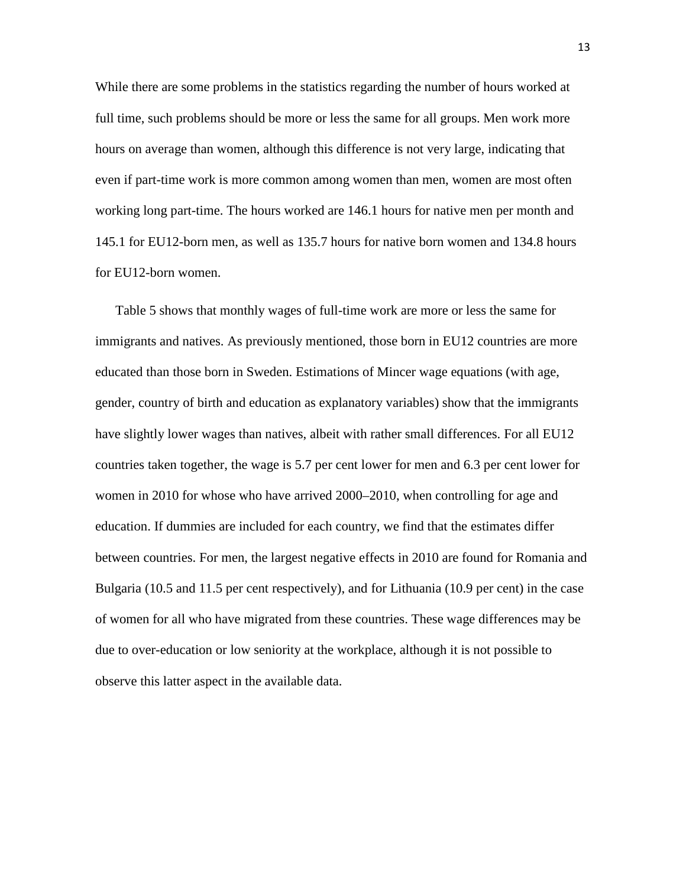While there are some problems in the statistics regarding the number of hours worked at full time, such problems should be more or less the same for all groups. Men work more hours on average than women, although this difference is not very large, indicating that even if part-time work is more common among women than men, women are most often working long part-time. The hours worked are 146.1 hours for native men per month and 145.1 for EU12-born men, as well as 135.7 hours for native born women and 134.8 hours for EU12-born women.

Table 5 shows that monthly wages of full-time work are more or less the same for immigrants and natives. As previously mentioned, those born in EU12 countries are more educated than those born in Sweden. Estimations of Mincer wage equations (with age, gender, country of birth and education as explanatory variables) show that the immigrants have slightly lower wages than natives, albeit with rather small differences. For all EU12 countries taken together, the wage is 5.7 per cent lower for men and 6.3 per cent lower for women in 2010 for whose who have arrived 2000–2010, when controlling for age and education. If dummies are included for each country, we find that the estimates differ between countries. For men, the largest negative effects in 2010 are found for Romania and Bulgaria (10.5 and 11.5 per cent respectively), and for Lithuania (10.9 per cent) in the case of women for all who have migrated from these countries. These wage differences may be due to over-education or low seniority at the workplace, although it is not possible to observe this latter aspect in the available data.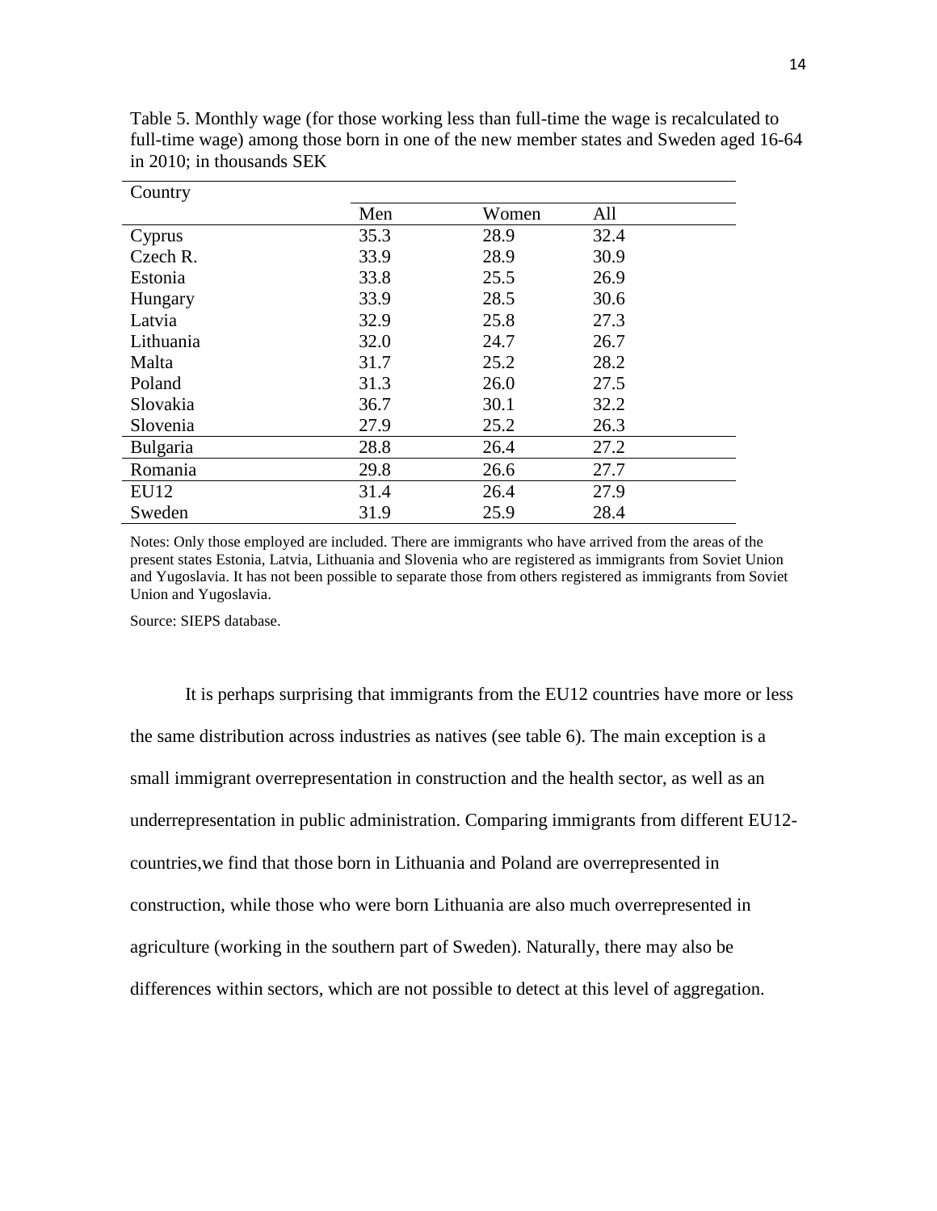Table 5. Monthly wage (for those working less than full-time the wage is recalculated to full-time wage) among those born in one of the new member states and Sweden aged 16-64 in 2010; in thousands SEK

| Country | Men | Women | All |
|---|---|---|---|
| Cyprus | 35.3 | 28.9 | 32.4 |
| Czech R. | 33.9 | 28.9 | 30.9 |
| Estonia | 33.8 | 25.5 | 26.9 |
| Hungary | 33.9 | 28.5 | 30.6 |
| Latvia | 32.9 | 25.8 | 27.3 |
| Lithuania | 32.0 | 24.7 | 26.7 |
| Malta | 31.7 | 25.2 | 28.2 |
| Poland | 31.3 | 26.0 | 27.5 |
| Slovakia | 36.7 | 30.1 | 32.2 |
| Slovenia | 27.9 | 25.2 | 26.3 |
| Bulgaria | 28.8 | 26.4 | 27.2 |
| Romania | 29.8 | 26.6 | 27.7 |
| EU12 | 31.4 | 26.4 | 27.9 |
| Sweden | 31.9 | 25.9 | 28.4 |

Notes: Only those employed are included. There are immigrants who have arrived from the areas of the present states Estonia, Latvia, Lithuania and Slovenia who are registered as immigrants from Soviet Union and Yugoslavia. It has not been possible to separate those from others registered as immigrants from Soviet Union and Yugoslavia.

Source: SIEPS database.

It is perhaps surprising that immigrants from the EU12 countries have more or less the same distribution across industries as natives (see table 6). The main exception is a small immigrant overrepresentation in construction and the health sector, as well as an underrepresentation in public administration. Comparing immigrants from different EU12-countries,we find that those born in Lithuania and Poland are overrepresented in construction, while those who were born Lithuania are also much overrepresented in agriculture (working in the southern part of Sweden). Naturally, there may also be differences within sectors, which are not possible to detect at this level of aggregation.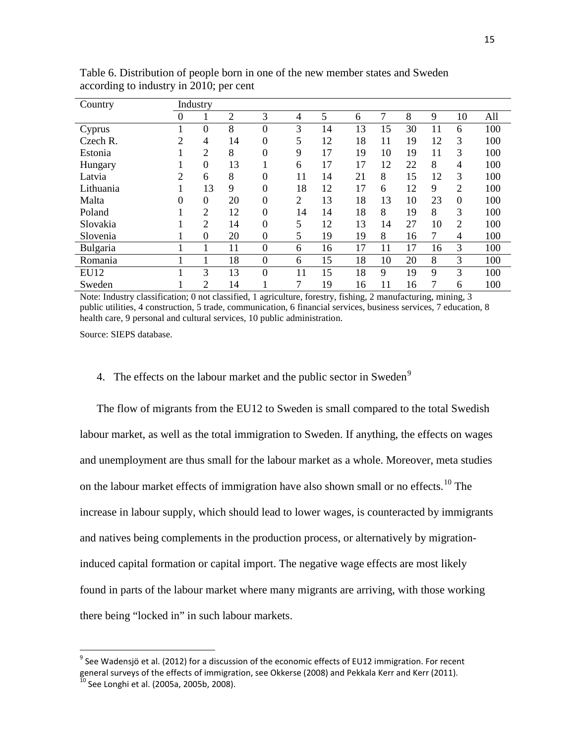Table 6. Distribution of people born in one of the new member states and Sweden according to industry in 2010; per cent

| Country | Industry | | | | | | | | | | | |
|---|---|---|---|---|---|---|---|---|---|---|---|---|
| | 0 | 1 | 2 | 3 | 4 | 5 | 6 | 7 | 8 | 9 | 10 | All |
| Cyprus | 1 | 0 | 8 | 0 | 3 | 14 | 13 | 15 | 30 | 11 | 6 | 100 |
| Czech R. | 2 | 4 | 14 | 0 | 5 | 12 | 18 | 11 | 19 | 12 | 3 | 100 |
| Estonia | 1 | 2 | 8 | 0 | 9 | 17 | 19 | 10 | 19 | 11 | 3 | 100 |
| Hungary | 1 | 0 | 13 | 1 | 6 | 17 | 17 | 12 | 22 | 8 | 4 | 100 |
| Latvia | 2 | 6 | 8 | 0 | 11 | 14 | 21 | 8 | 15 | 12 | 3 | 100 |
| Lithuania | 1 | 13 | 9 | 0 | 18 | 12 | 17 | 6 | 12 | 9 | 2 | 100 |
| Malta | 0 | 0 | 20 | 0 | 2 | 13 | 18 | 13 | 10 | 23 | 0 | 100 |
| Poland | 1 | 2 | 12 | 0 | 14 | 14 | 18 | 8 | 19 | 8 | 3 | 100 |
| Slovakia | 1 | 2 | 14 | 0 | 5 | 12 | 13 | 14 | 27 | 10 | 2 | 100 |
| Slovenia | 1 | 0 | 20 | 0 | 5 | 19 | 19 | 8 | 16 | 7 | 4 | 100 |
| Bulgaria | 1 | 1 | 11 | 0 | 6 | 16 | 17 | 11 | 17 | 16 | 3 | 100 |
| Romania | 1 | 1 | 18 | 0 | 6 | 15 | 18 | 10 | 20 | 8 | 3 | 100 |
| EU12 | 1 | 3 | 13 | 0 | 11 | 15 | 18 | 9 | 19 | 9 | 3 | 100 |
| Sweden | 1 | 2 | 14 | 1 | 7 | 19 | 16 | 11 | 16 | 7 | 6 | 100 |

Note: Industry classification; 0 not classified, 1 agriculture, forestry, fishing, 2 manufacturing, mining, 3 public utilities, 4 construction, 5 trade, communication, 6 financial services, business services, 7 education, 8 health care, 9 personal and cultural services, 10 public administration.

Source: SIEPS database.

## 4. The effects on the labour market and the public sector in Sweden[9]

The flow of migrants from the EU12 to Sweden is small compared to the total Swedish labour market, as well as the total immigration to Sweden. If anything, the effects on wages and unemployment are thus small for the labour market as a whole. Moreover, meta studies on the labour market effects of immigration have also shown small or no effects.[10] The increase in labour supply, which should lead to lower wages, is counteracted by immigrants and natives being complements in the production process, or alternatively by migration-induced capital formation or capital import. The negative wage effects are most likely found in parts of the labour market where many migrants are arriving, with those working there being "locked in" in such labour markets.

[9] See Wadensjö et al. (2012) for a discussion of the economic effects of EU12 immigration. For recent general surveys of the effects of immigration, see Okkerse (2008) and Pekkala Kerr and Kerr (2011).

[10] See Longhi et al. (2005a, 2005b, 2008).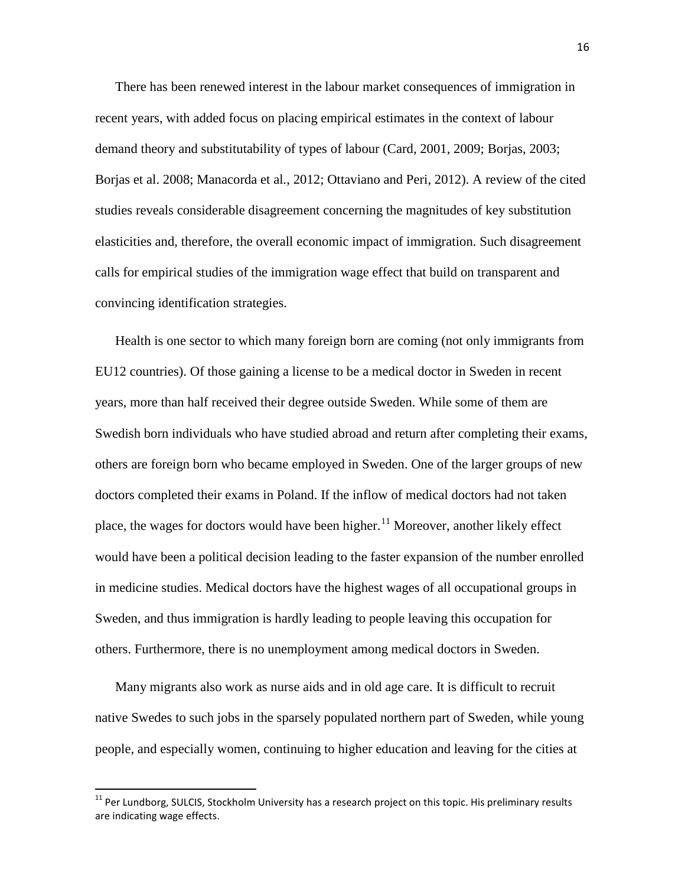There has been renewed interest in the labour market consequences of immigration in recent years, with added focus on placing empirical estimates in the context of labour demand theory and substitutability of types of labour (Card, 2001, 2009; Borjas, 2003; Borjas et al. 2008; Manacorda et al., 2012; Ottaviano and Peri, 2012). A review of the cited studies reveals considerable disagreement concerning the magnitudes of key substitution elasticities and, therefore, the overall economic impact of immigration. Such disagreement calls for empirical studies of the immigration wage effect that build on transparent and convincing identification strategies.

Health is one sector to which many foreign born are coming (not only immigrants from EU12 countries). Of those gaining a license to be a medical doctor in Sweden in recent years, more than half received their degree outside Sweden. While some of them are Swedish born individuals who have studied abroad and return after completing their exams, others are foreign born who became employed in Sweden. One of the larger groups of new doctors completed their exams in Poland. If the inflow of medical doctors had not taken place, the wages for doctors would have been higher.[11] Moreover, another likely effect would have been a political decision leading to the faster expansion of the number enrolled in medicine studies. Medical doctors have the highest wages of all occupational groups in Sweden, and thus immigration is hardly leading to people leaving this occupation for others. Furthermore, there is no unemployment among medical doctors in Sweden.

Many migrants also work as nurse aids and in old age care. It is difficult to recruit native Swedes to such jobs in the sparsely populated northern part of Sweden, while young people, and especially women, continuing to higher education and leaving for the cities at

[11] Per Lundborg, SULCIS, Stockholm University has a research project on this topic. His preliminary results are indicating wage effects.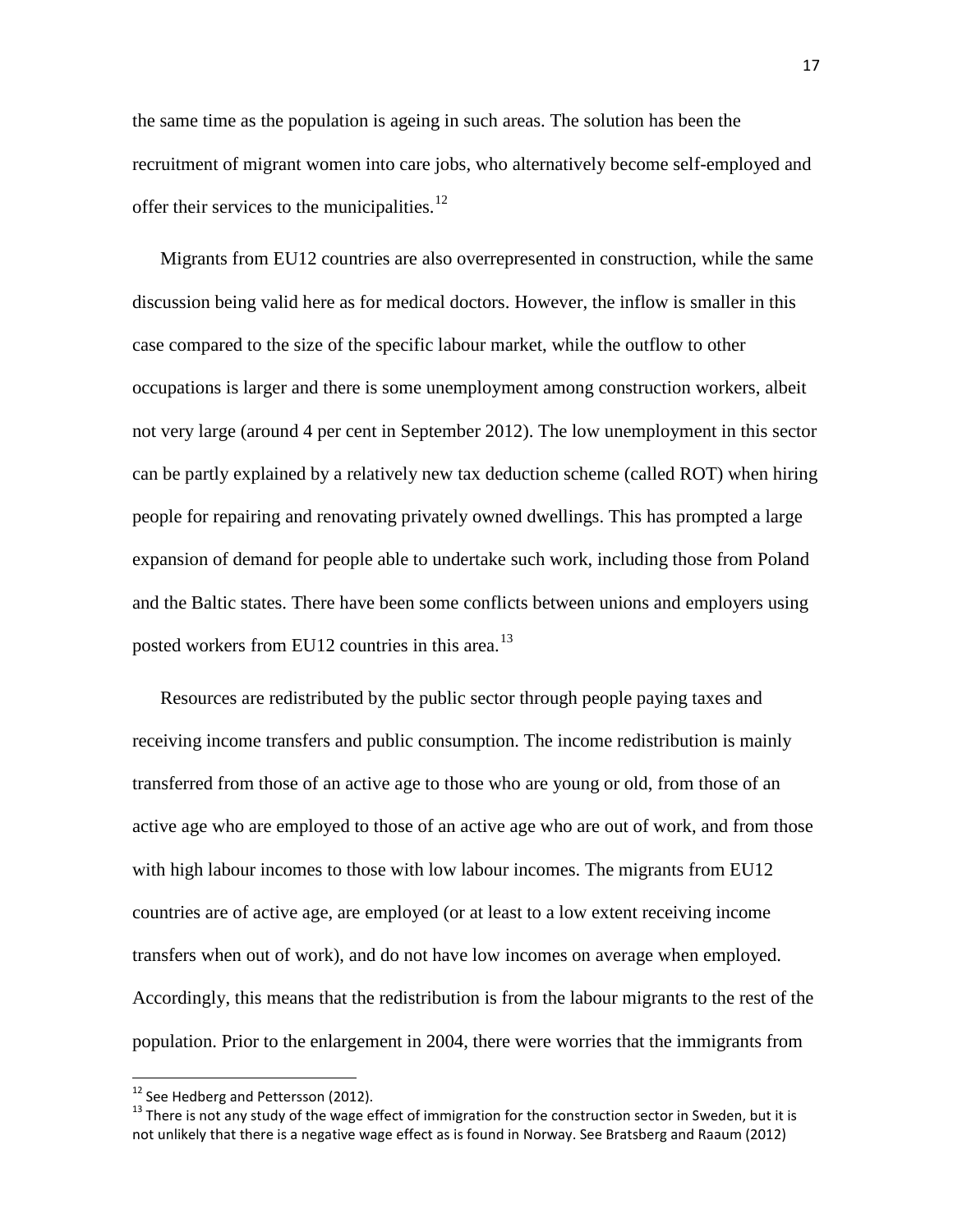the same time as the population is ageing in such areas. The solution has been the recruitment of migrant women into care jobs, who alternatively become self-employed and offer their services to the municipalities.[12]

Migrants from EU12 countries are also overrepresented in construction, while the same discussion being valid here as for medical doctors. However, the inflow is smaller in this case compared to the size of the specific labour market, while the outflow to other occupations is larger and there is some unemployment among construction workers, albeit not very large (around 4 per cent in September 2012). The low unemployment in this sector can be partly explained by a relatively new tax deduction scheme (called ROT) when hiring people for repairing and renovating privately owned dwellings. This has prompted a large expansion of demand for people able to undertake such work, including those from Poland and the Baltic states. There have been some conflicts between unions and employers using posted workers from EU12 countries in this area.[13]

Resources are redistributed by the public sector through people paying taxes and receiving income transfers and public consumption. The income redistribution is mainly transferred from those of an active age to those who are young or old, from those of an active age who are employed to those of an active age who are out of work, and from those with high labour incomes to those with low labour incomes. The migrants from EU12 countries are of active age, are employed (or at least to a low extent receiving income transfers when out of work), and do not have low incomes on average when employed. Accordingly, this means that the redistribution is from the labour migrants to the rest of the population. Prior to the enlargement in 2004, there were worries that the immigrants from

[12] See Hedberg and Pettersson (2012).

[13] There is not any study of the wage effect of immigration for the construction sector in Sweden, but it is not unlikely that there is a negative wage effect as is found in Norway. See Bratsberg and Raaum (2012)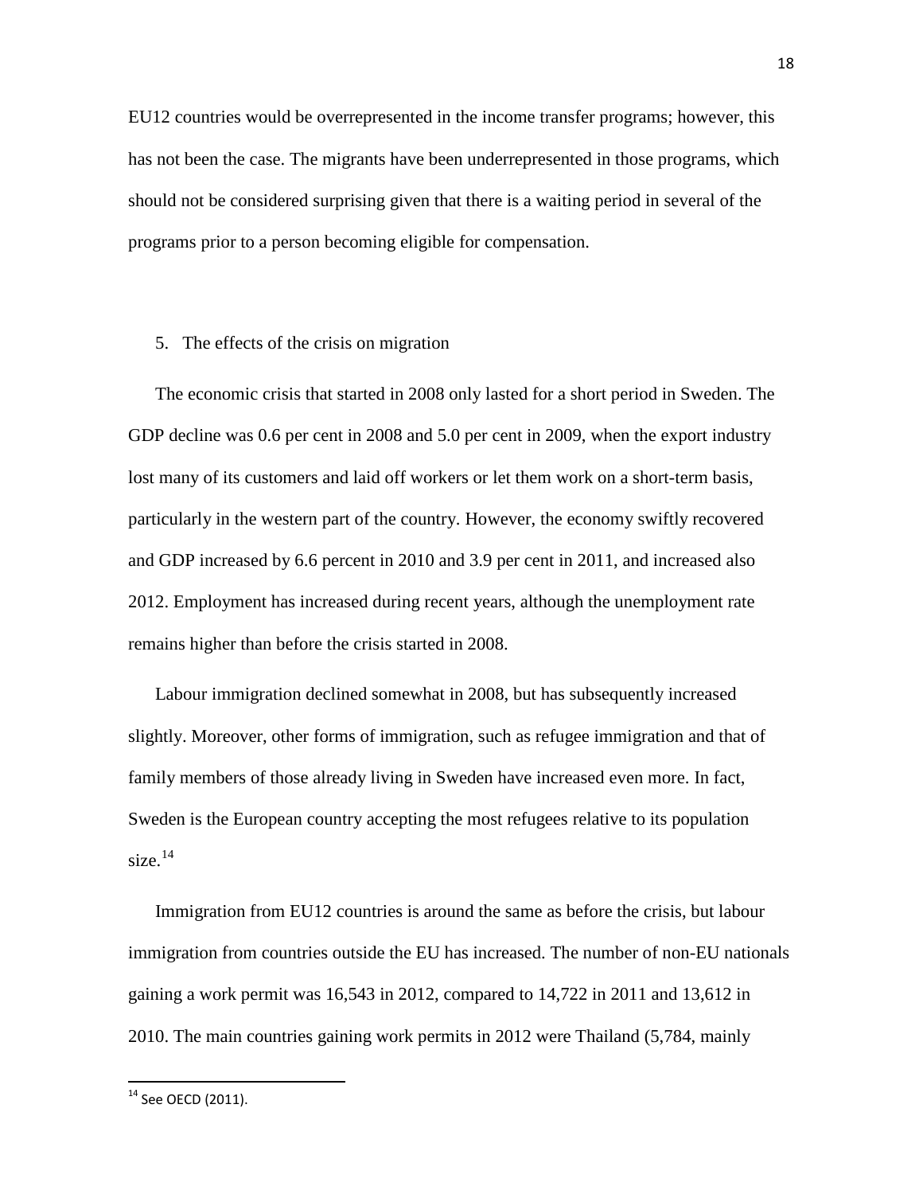EU12 countries would be overrepresented in the income transfer programs; however, this has not been the case. The migrants have been underrepresented in those programs, which should not be considered surprising given that there is a waiting period in several of the programs prior to a person becoming eligible for compensation.

## 5. The effects of the crisis on migration

The economic crisis that started in 2008 only lasted for a short period in Sweden. The GDP decline was 0.6 per cent in 2008 and 5.0 per cent in 2009, when the export industry lost many of its customers and laid off workers or let them work on a short-term basis, particularly in the western part of the country. However, the economy swiftly recovered and GDP increased by 6.6 percent in 2010 and 3.9 per cent in 2011, and increased also 2012. Employment has increased during recent years, although the unemployment rate remains higher than before the crisis started in 2008.

Labour immigration declined somewhat in 2008, but has subsequently increased slightly. Moreover, other forms of immigration, such as refugee immigration and that of family members of those already living in Sweden have increased even more. In fact, Sweden is the European country accepting the most refugees relative to its population size.[14]

Immigration from EU12 countries is around the same as before the crisis, but labour immigration from countries outside the EU has increased. The number of non-EU nationals gaining a work permit was 16,543 in 2012, compared to 14,722 in 2011 and 13,612 in 2010. The main countries gaining work permits in 2012 were Thailand (5,784, mainly

[14] See OECD (2011).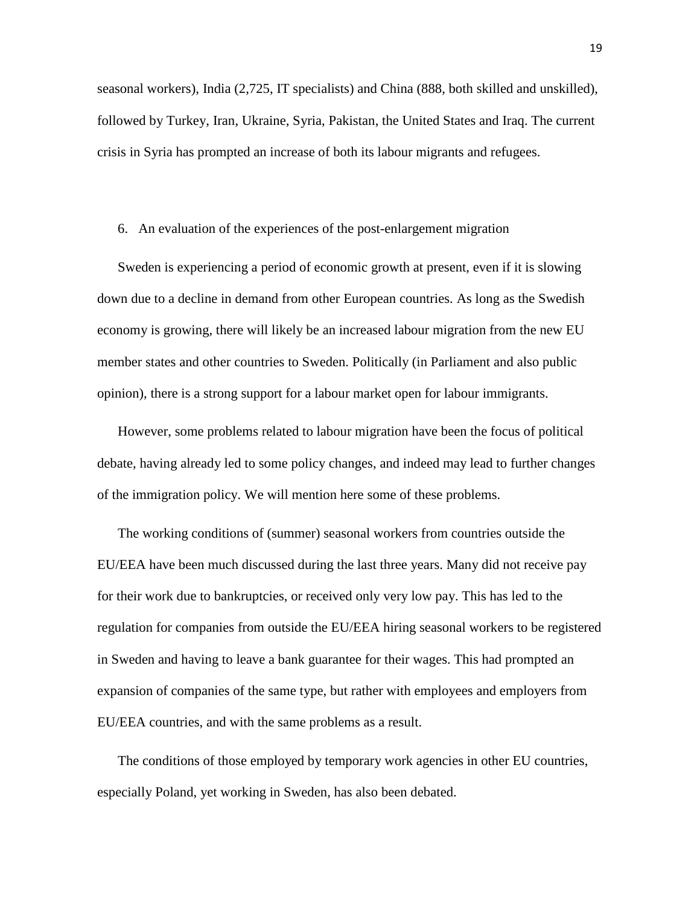seasonal workers), India (2,725, IT specialists) and China (888, both skilled and unskilled), followed by Turkey, Iran, Ukraine, Syria, Pakistan, the United States and Iraq. The current crisis in Syria has prompted an increase of both its labour migrants and refugees.

## 6. An evaluation of the experiences of the post-enlargement migration

Sweden is experiencing a period of economic growth at present, even if it is slowing down due to a decline in demand from other European countries. As long as the Swedish economy is growing, there will likely be an increased labour migration from the new EU member states and other countries to Sweden. Politically (in Parliament and also public opinion), there is a strong support for a labour market open for labour immigrants.

However, some problems related to labour migration have been the focus of political debate, having already led to some policy changes, and indeed may lead to further changes of the immigration policy. We will mention here some of these problems.

The working conditions of (summer) seasonal workers from countries outside the EU/EEA have been much discussed during the last three years. Many did not receive pay for their work due to bankruptcies, or received only very low pay. This has led to the regulation for companies from outside the EU/EEA hiring seasonal workers to be registered in Sweden and having to leave a bank guarantee for their wages. This had prompted an expansion of companies of the same type, but rather with employees and employers from EU/EEA countries, and with the same problems as a result.

The conditions of those employed by temporary work agencies in other EU countries, especially Poland, yet working in Sweden, has also been debated.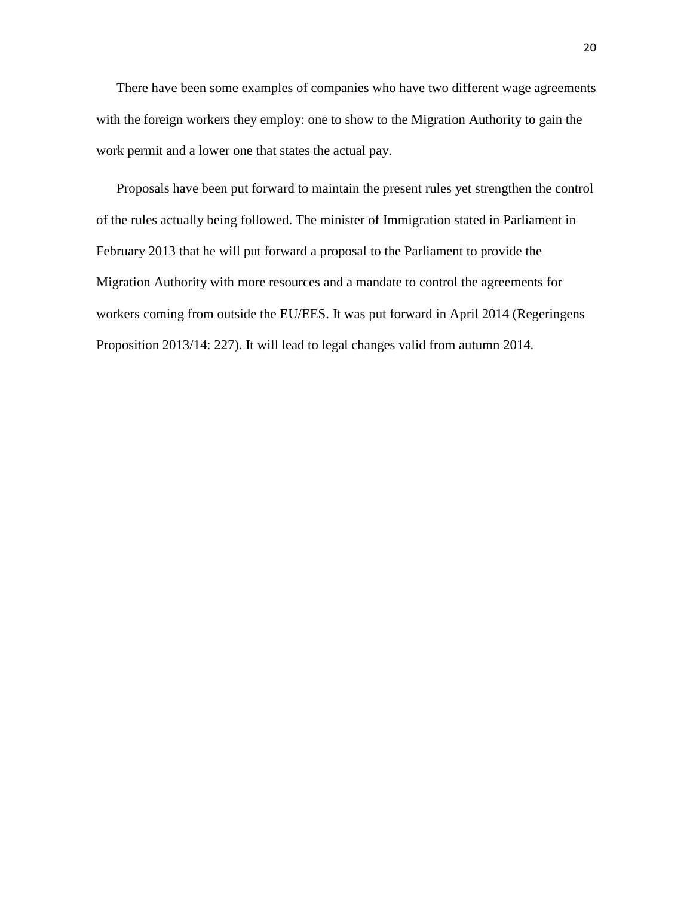There have been some examples of companies who have two different wage agreements with the foreign workers they employ: one to show to the Migration Authority to gain the work permit and a lower one that states the actual pay.

Proposals have been put forward to maintain the present rules yet strengthen the control of the rules actually being followed. The minister of Immigration stated in Parliament in February 2013 that he will put forward a proposal to the Parliament to provide the Migration Authority with more resources and a mandate to control the agreements for workers coming from outside the EU/EES. It was put forward in April 2014 (Regeringens Proposition 2013/14: 227). It will lead to legal changes valid from autumn 2014.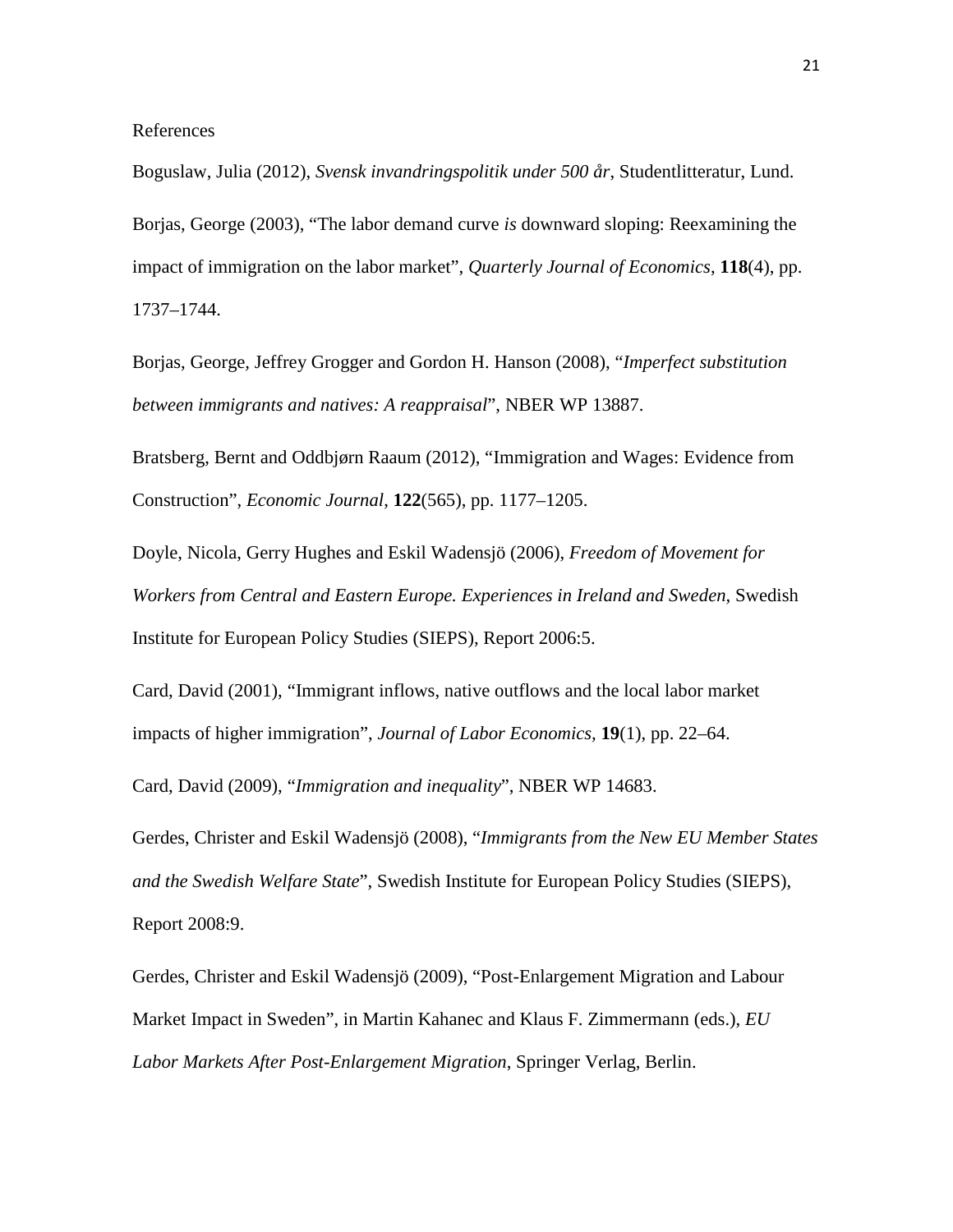References

Boguslaw, Julia (2012), *Svensk invandringspolitik under 500 år*, Studentlitteratur, Lund.

Borjas, George (2003), "The labor demand curve *is* downward sloping: Reexamining the impact of immigration on the labor market", *Quarterly Journal of Economics*, **118**(4), pp. 1737–1744.

Borjas, George, Jeffrey Grogger and Gordon H. Hanson (2008), "*Imperfect substitution between immigrants and natives: A reappraisal*", NBER WP 13887.

Bratsberg, Bernt and Oddbjørn Raaum (2012), "Immigration and Wages: Evidence from Construction", *Economic Journal*, **122**(565), pp. 1177–1205.

Doyle, Nicola, Gerry Hughes and Eskil Wadensjö (2006), *Freedom of Movement for Workers from Central and Eastern Europe. Experiences in Ireland and Sweden*, Swedish Institute for European Policy Studies (SIEPS), Report 2006:5.

Card, David (2001), "Immigrant inflows, native outflows and the local labor market impacts of higher immigration", *Journal of Labor Economics*, **19**(1), pp. 22–64.

Card, David (2009), "*Immigration and inequality*", NBER WP 14683.

Gerdes, Christer and Eskil Wadensjö (2008), "*Immigrants from the New EU Member States and the Swedish Welfare State*", Swedish Institute for European Policy Studies (SIEPS), Report 2008:9.

Gerdes, Christer and Eskil Wadensjö (2009), "Post-Enlargement Migration and Labour Market Impact in Sweden", in Martin Kahanec and Klaus F. Zimmermann (eds.), *EU Labor Markets After Post-Enlargement Migration*, Springer Verlag, Berlin.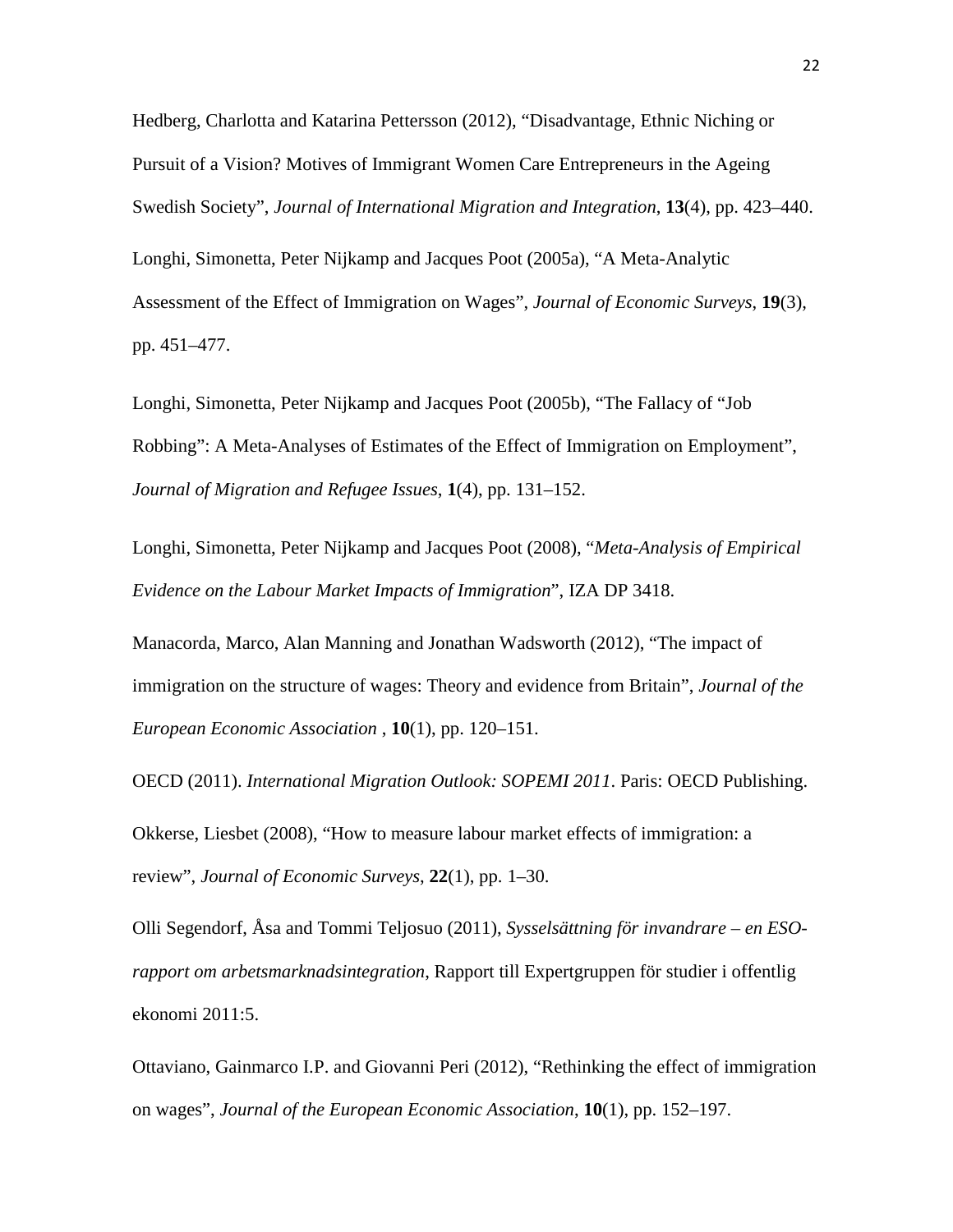Hedberg, Charlotta and Katarina Pettersson (2012), "Disadvantage, Ethnic Niching or Pursuit of a Vision? Motives of Immigrant Women Care Entrepreneurs in the Ageing Swedish Society", *Journal of International Migration and Integration*, **13**(4), pp. 423–440.

Longhi, Simonetta, Peter Nijkamp and Jacques Poot (2005a), "A Meta-Analytic Assessment of the Effect of Immigration on Wages", *Journal of Economic Surveys*, **19**(3), pp. 451–477.

Longhi, Simonetta, Peter Nijkamp and Jacques Poot (2005b), "The Fallacy of "Job Robbing": A Meta-Analyses of Estimates of the Effect of Immigration on Employment", *Journal of Migration and Refugee Issues*, **1**(4), pp. 131–152.

Longhi, Simonetta, Peter Nijkamp and Jacques Poot (2008), "*Meta-Analysis of Empirical Evidence on the Labour Market Impacts of Immigration*", IZA DP 3418.

Manacorda, Marco, Alan Manning and Jonathan Wadsworth (2012), "The impact of immigration on the structure of wages: Theory and evidence from Britain", *Journal of the European Economic Association* , **10**(1), pp. 120–151.

OECD (2011). *International Migration Outlook: SOPEMI 2011*. Paris: OECD Publishing.

Okkerse, Liesbet (2008), "How to measure labour market effects of immigration: a review", *Journal of Economic Surveys*, **22**(1), pp. 1–30.

Olli Segendorf, Åsa and Tommi Teljosuo (2011), *Sysselsättning för invandrare – en ESO-rapport om arbetsmarknadsintegration*, Rapport till Expertgruppen för studier i offentlig ekonomi 2011:5.

Ottaviano, Gainmarco I.P. and Giovanni Peri (2012), "Rethinking the effect of immigration on wages", *Journal of the European Economic Association*, **10**(1), pp. 152–197.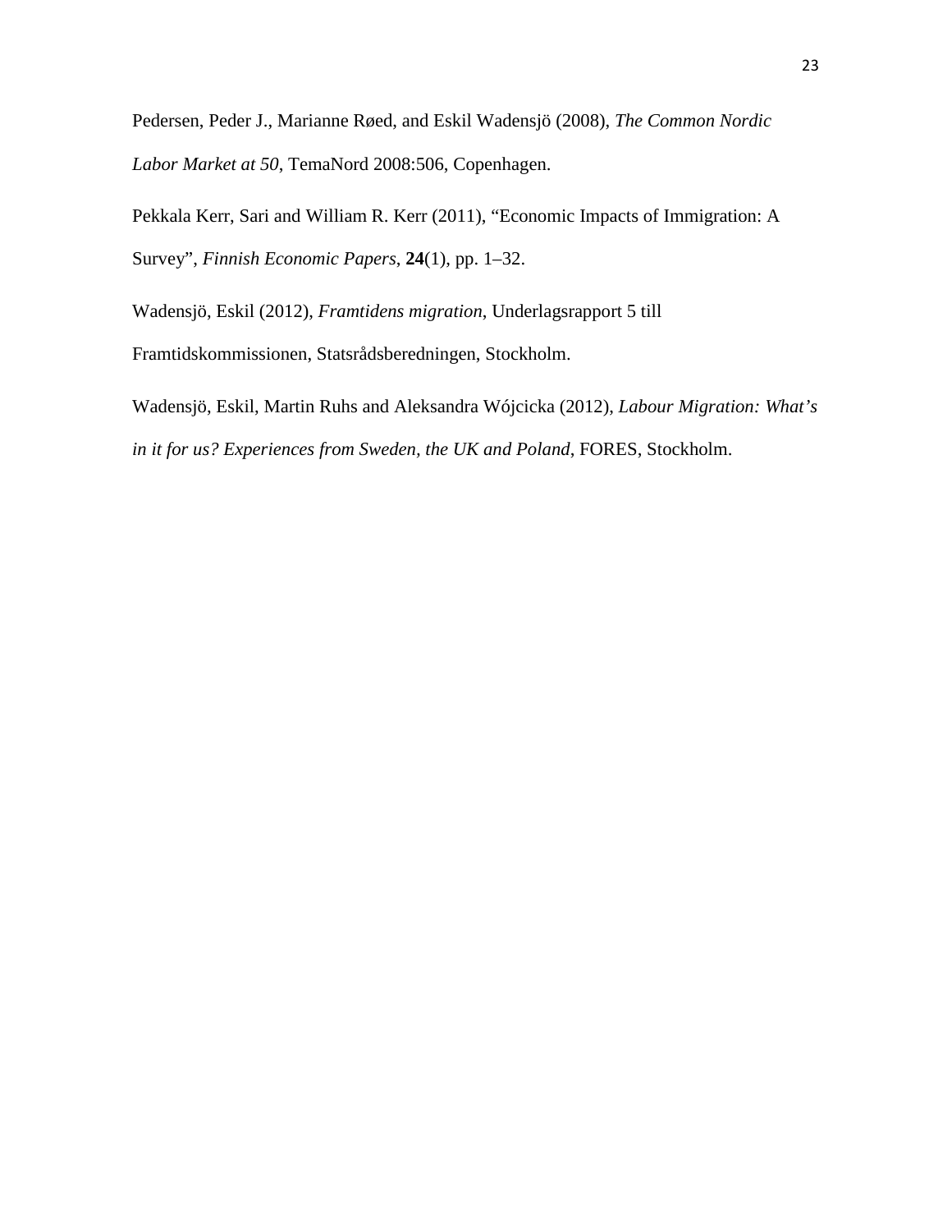Pedersen, Peder J., Marianne Røed, and Eskil Wadensjö (2008), *The Common Nordic Labor Market at 50*, TemaNord 2008:506, Copenhagen.

Pekkala Kerr, Sari and William R. Kerr (2011), "Economic Impacts of Immigration: A Survey", *Finnish Economic Papers*, **24**(1), pp. 1–32.

Wadensjö, Eskil (2012), *Framtidens migration*, Underlagsrapport 5 till Framtidskommissionen, Statsrådsberedningen, Stockholm.

Wadensjö, Eskil, Martin Ruhs and Aleksandra Wójcicka (2012), *Labour Migration: What's in it for us? Experiences from Sweden, the UK and Poland*, FORES, Stockholm.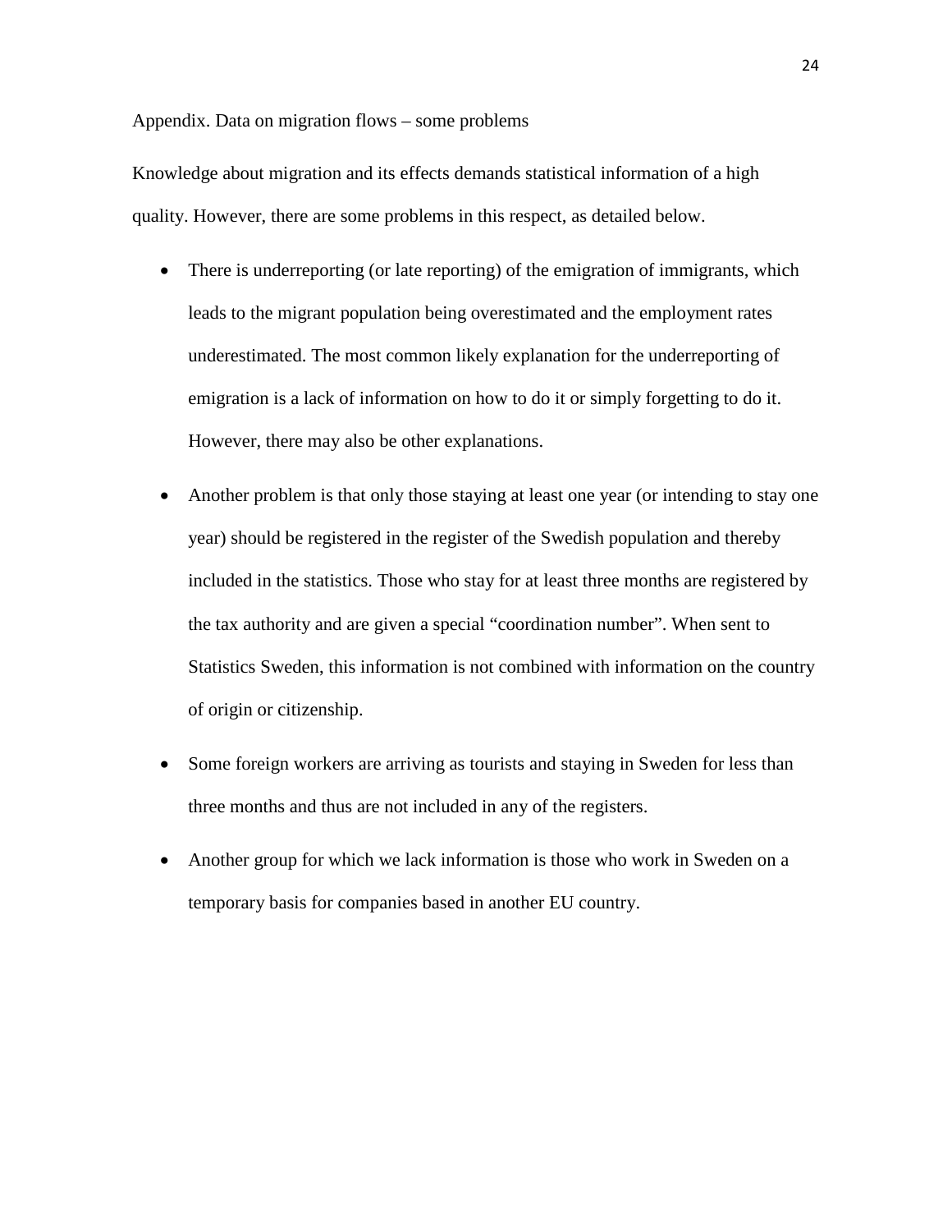## Appendix. Data on migration flows – some problems

Knowledge about migration and its effects demands statistical information of a high quality. However, there are some problems in this respect, as detailed below.

- There is underreporting (or late reporting) of the emigration of immigrants, which leads to the migrant population being overestimated and the employment rates underestimated. The most common likely explanation for the underreporting of emigration is a lack of information on how to do it or simply forgetting to do it. However, there may also be other explanations.
- Another problem is that only those staying at least one year (or intending to stay one year) should be registered in the register of the Swedish population and thereby included in the statistics. Those who stay for at least three months are registered by the tax authority and are given a special "coordination number". When sent to Statistics Sweden, this information is not combined with information on the country of origin or citizenship.
- Some foreign workers are arriving as tourists and staying in Sweden for less than three months and thus are not included in any of the registers.
- Another group for which we lack information is those who work in Sweden on a temporary basis for companies based in another EU country.